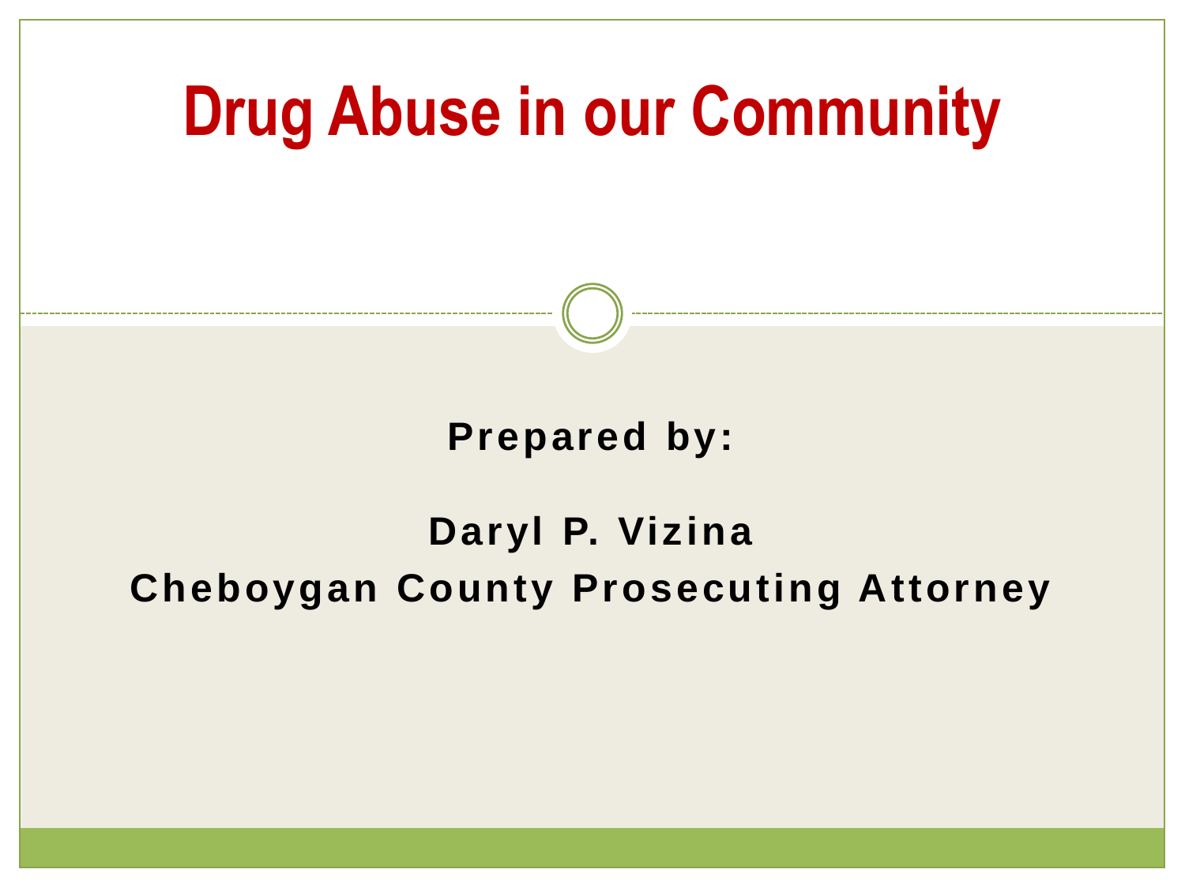# Drug Abuse in our Community

**Prepared by:**

**Daryl P. Vizina**
**Cheboygan County Prosecuting Attorney**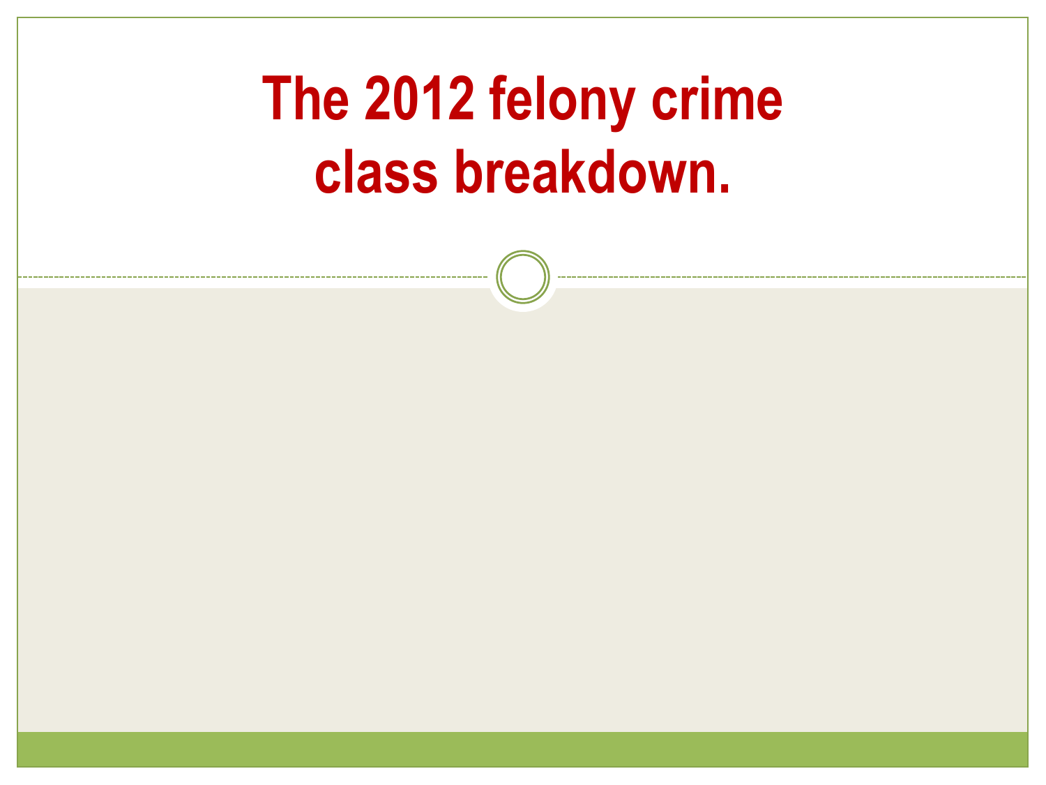# The 2012 felony crime class breakdown.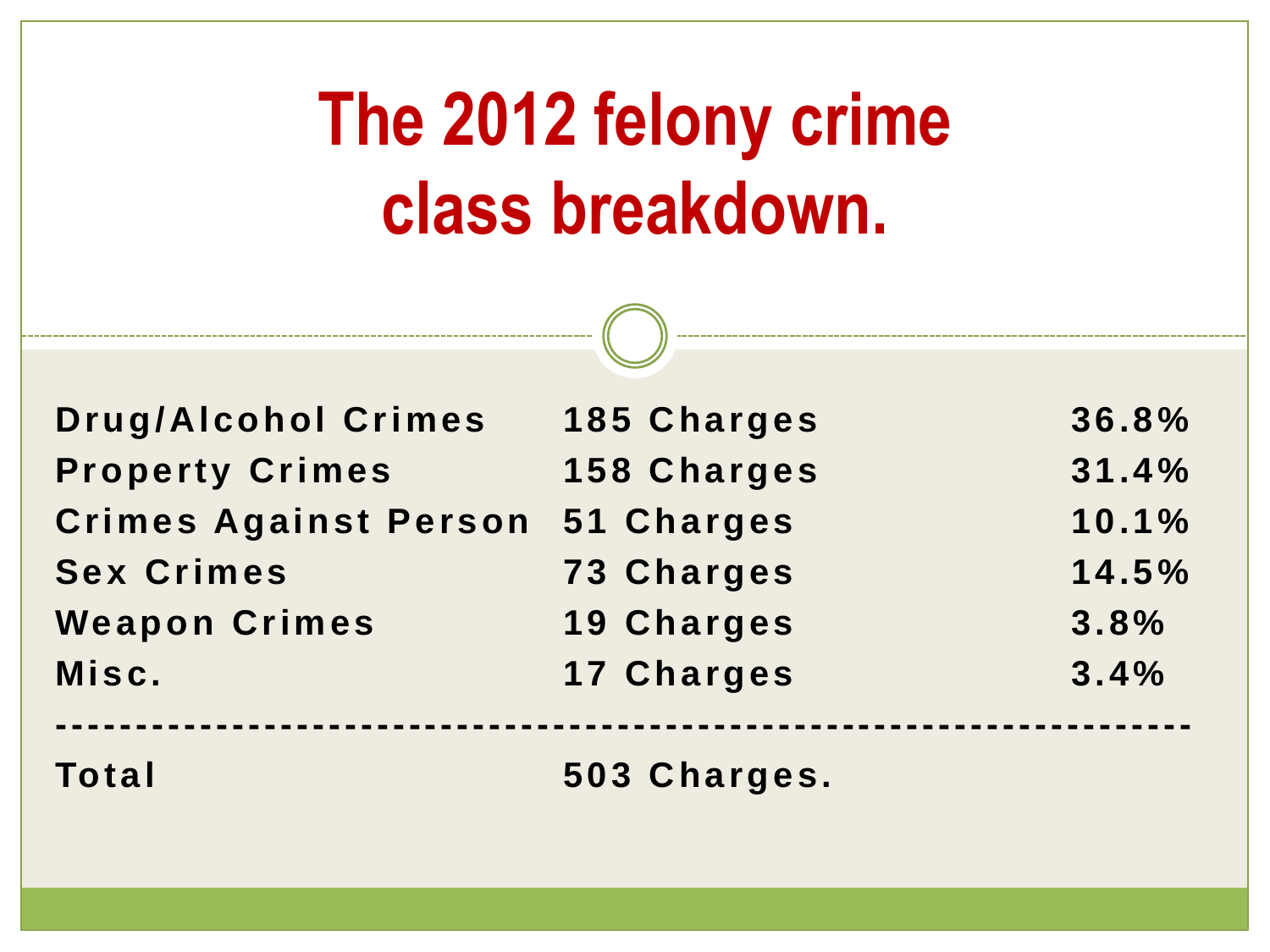# The 2012 felony crime class breakdown.

| Category | Charges | Percent |
|---|---|---|
| Drug/Alcohol Crimes | 185 Charges | 36.8% |
| Property Crimes | 158 Charges | 31.4% |
| Crimes Against Person | 51 Charges | 10.1% |
| Sex Crimes | 73 Charges | 14.5% |
| Weapon Crimes | 19 Charges | 3.8% |
| Misc. | 17 Charges | 3.4% |
| Total | 503 Charges. | |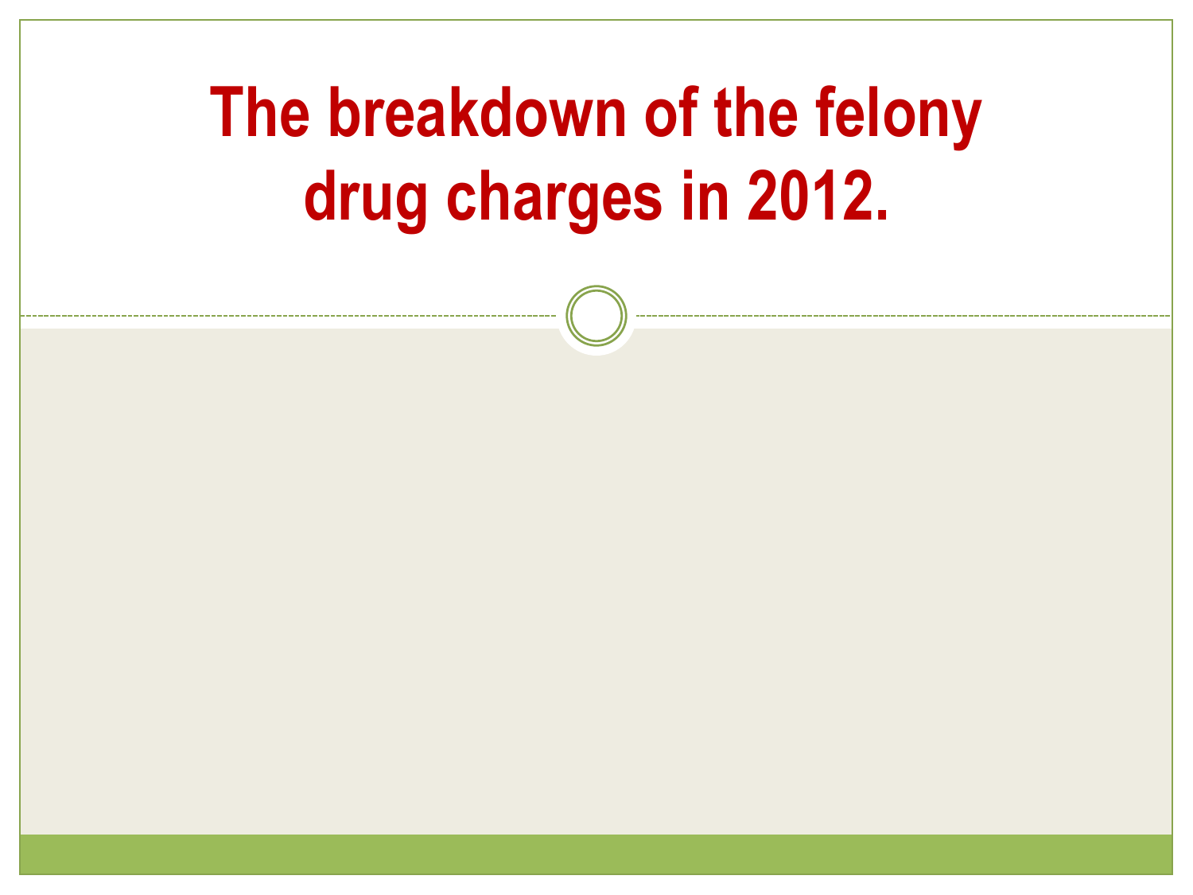# The breakdown of the felony drug charges in 2012.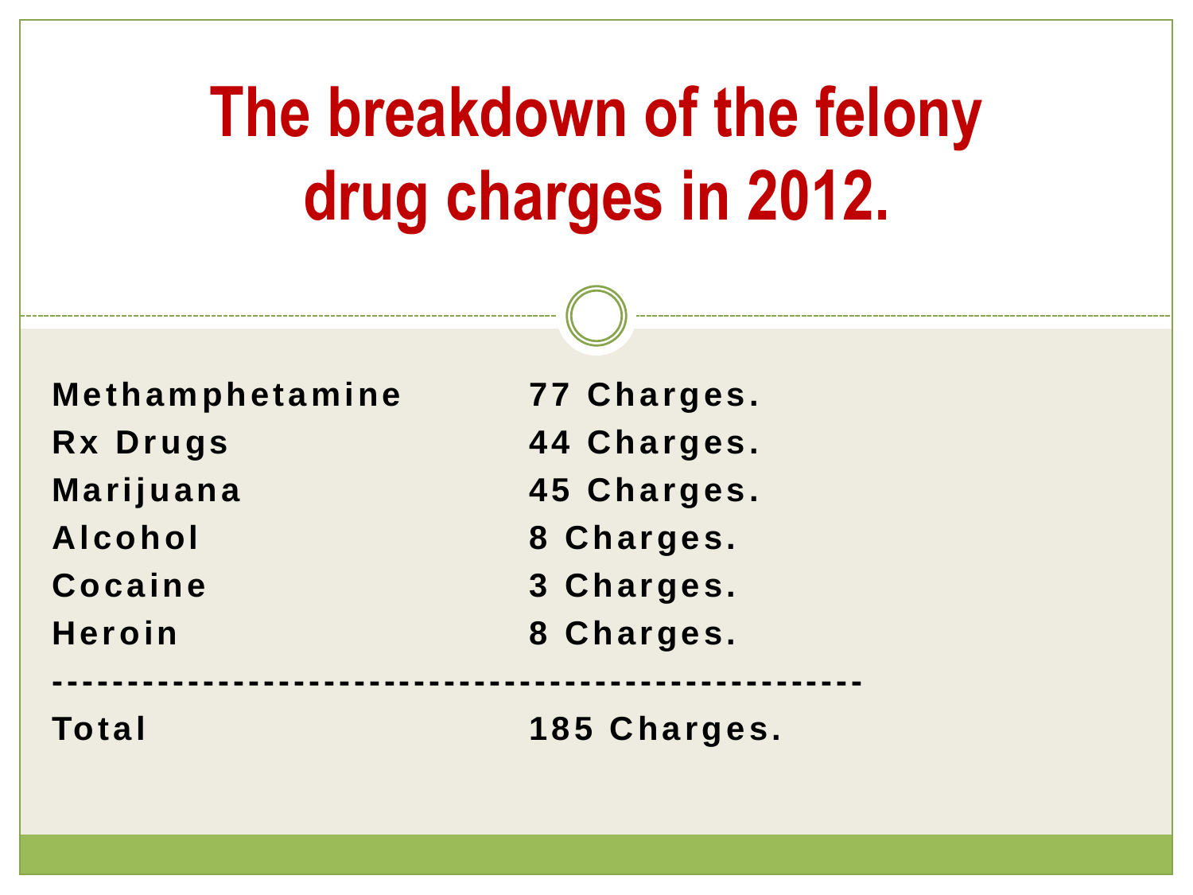# The breakdown of the felony drug charges in 2012.

| | |
|---|---|
| Methamphetamine | 77 Charges. |
| Rx Drugs | 44 Charges. |
| Marijuana | 45 Charges. |
| Alcohol | 8 Charges. |
| Cocaine | 3 Charges. |
| Heroin | 8 Charges. |
| Total | 185 Charges. |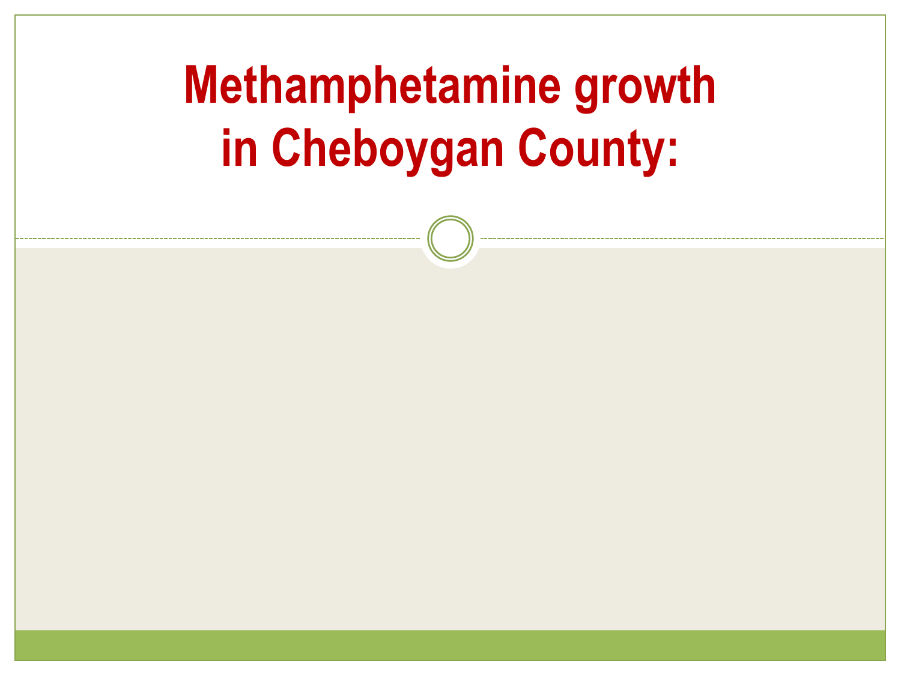# Methamphetamine growth in Cheboygan County: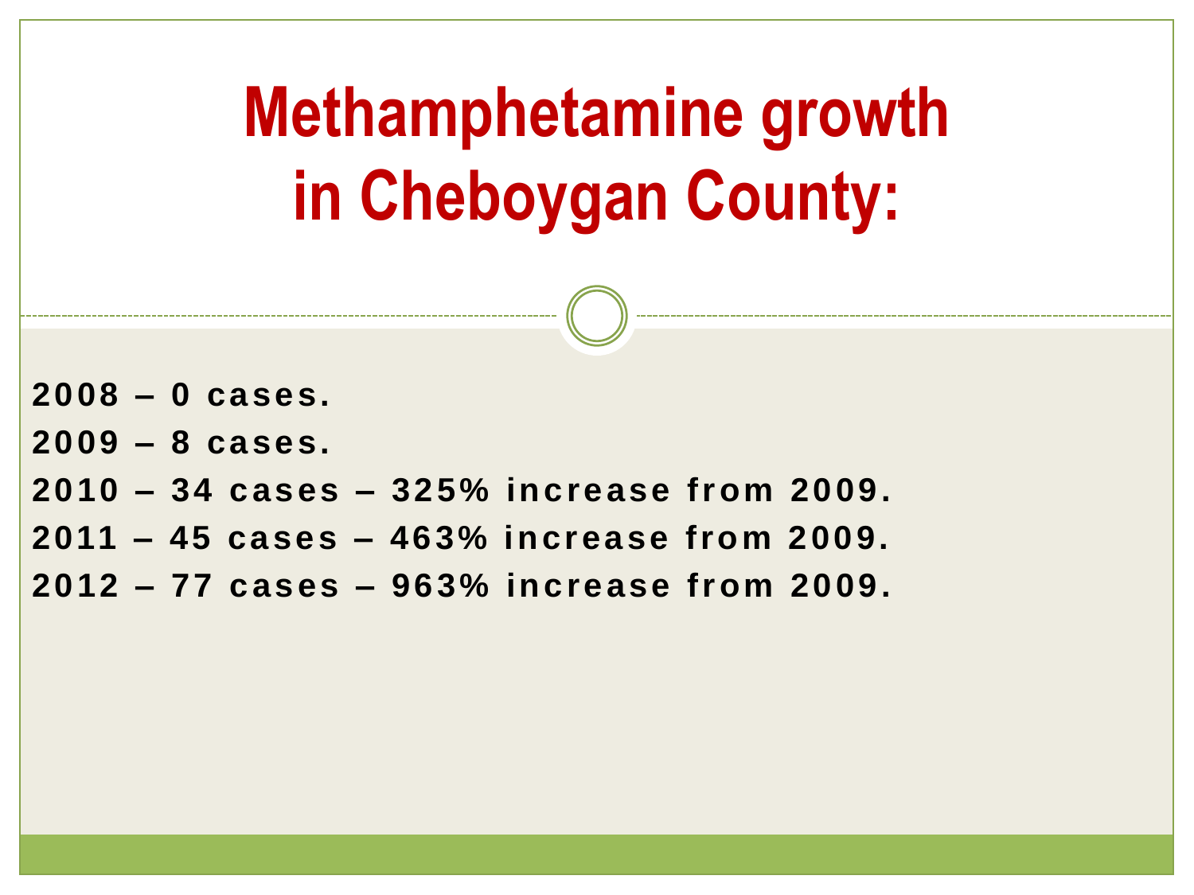# Methamphetamine growth in Cheboygan County:

2008 – 0 cases.

2009 – 8 cases.

2010 – 34 cases – 325% increase from 2009.

2011 – 45 cases – 463% increase from 2009.

2012 – 77 cases – 963% increase from 2009.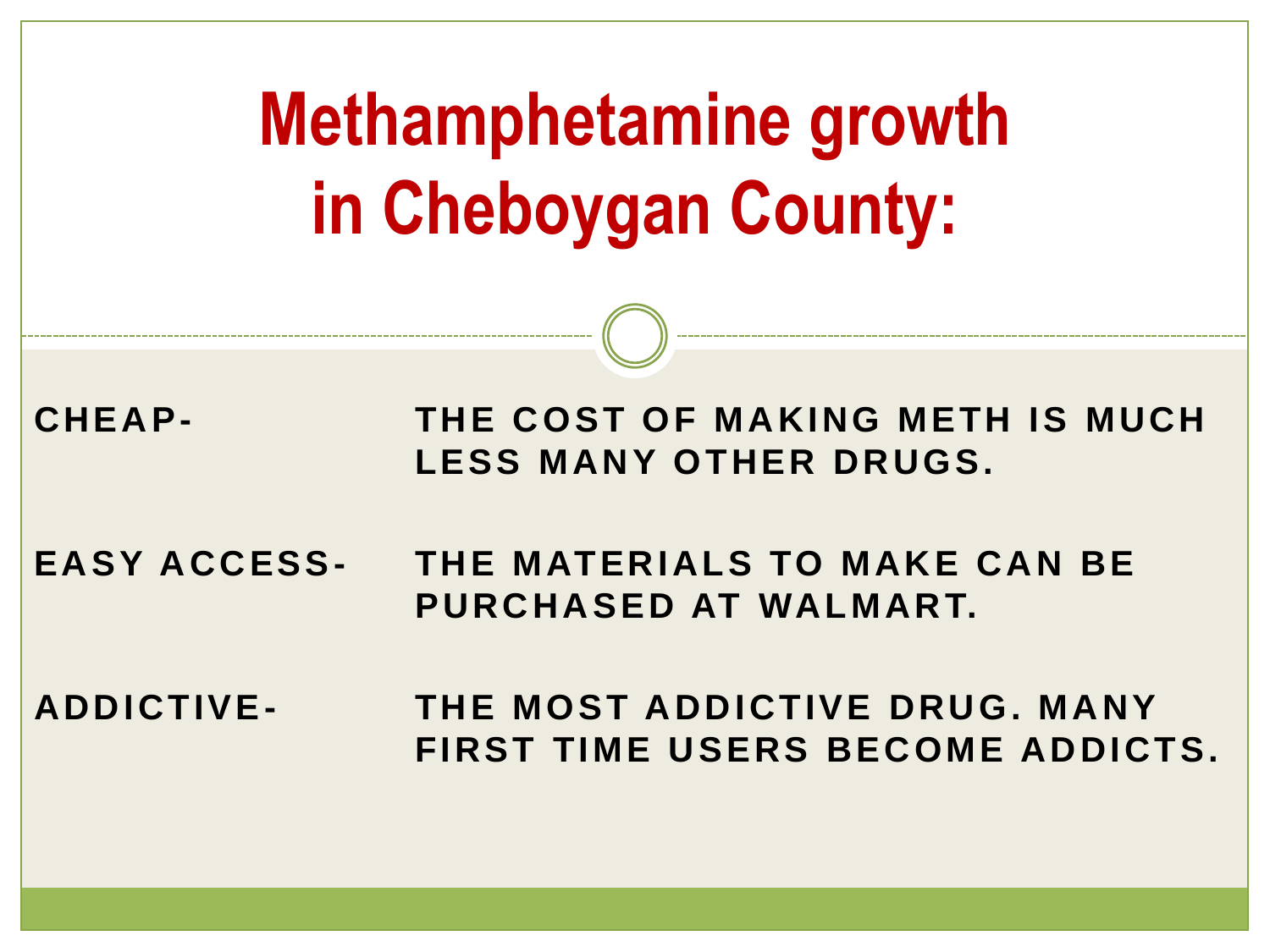# Methamphetamine growth in Cheboygan County:

**CHEAP-** THE COST OF MAKING METH IS MUCH LESS MANY OTHER DRUGS.

**EASY ACCESS-** THE MATERIALS TO MAKE CAN BE PURCHASED AT WALMART.

**ADDICTIVE-** THE MOST ADDICTIVE DRUG. MANY FIRST TIME USERS BECOME ADDICTS.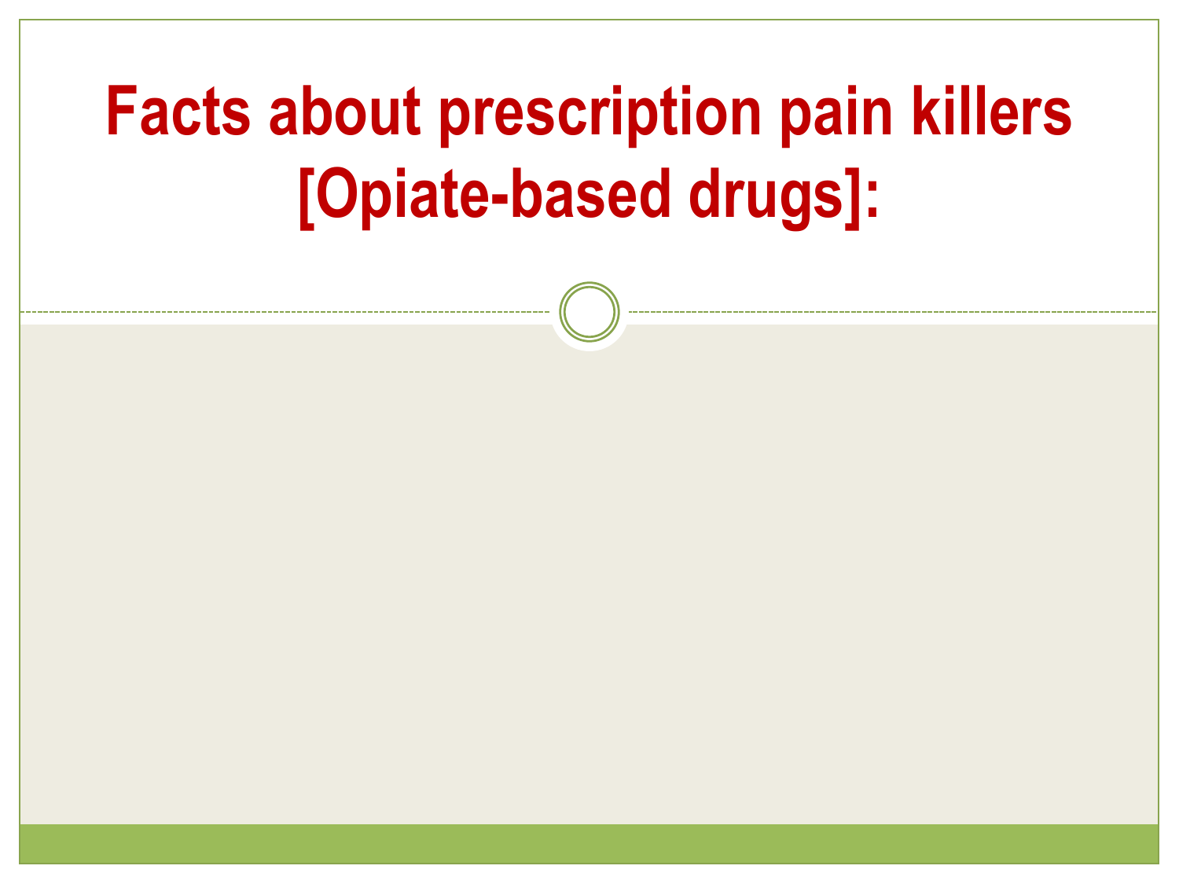# Facts about prescription pain killers [Opiate-based drugs]: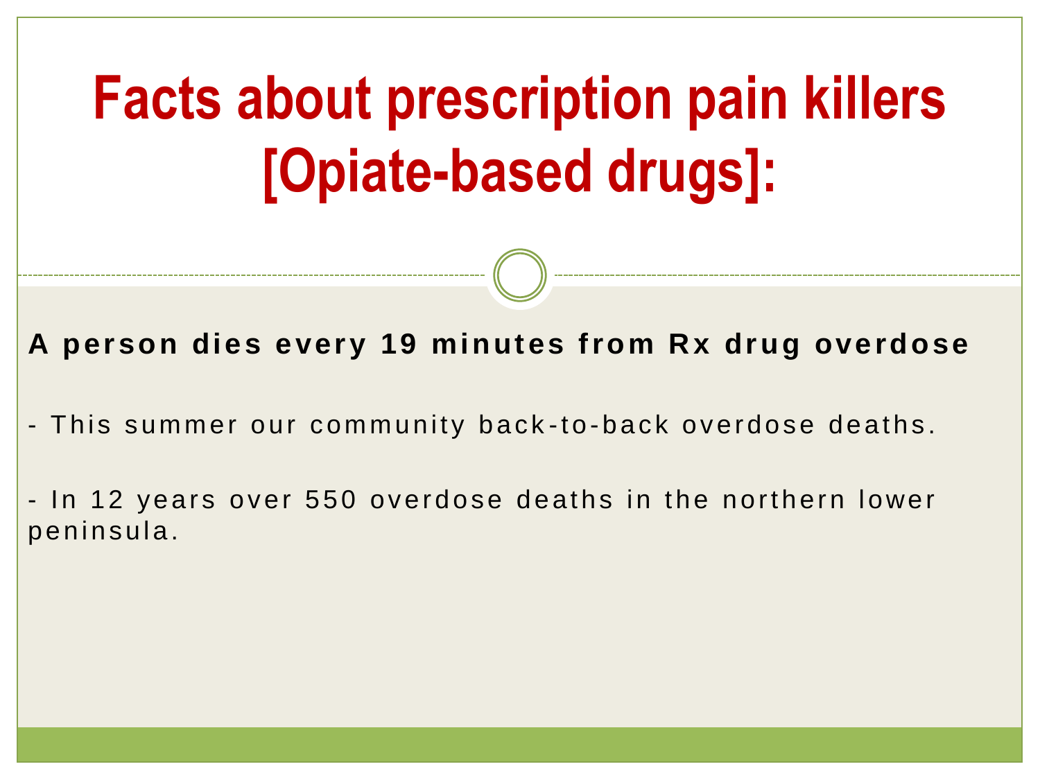# Facts about prescription pain killers [Opiate-based drugs]:

**A person dies every 19 minutes from Rx drug overdose**

- This summer our community back-to-back overdose deaths.

- In 12 years over 550 overdose deaths in the northern lower peninsula.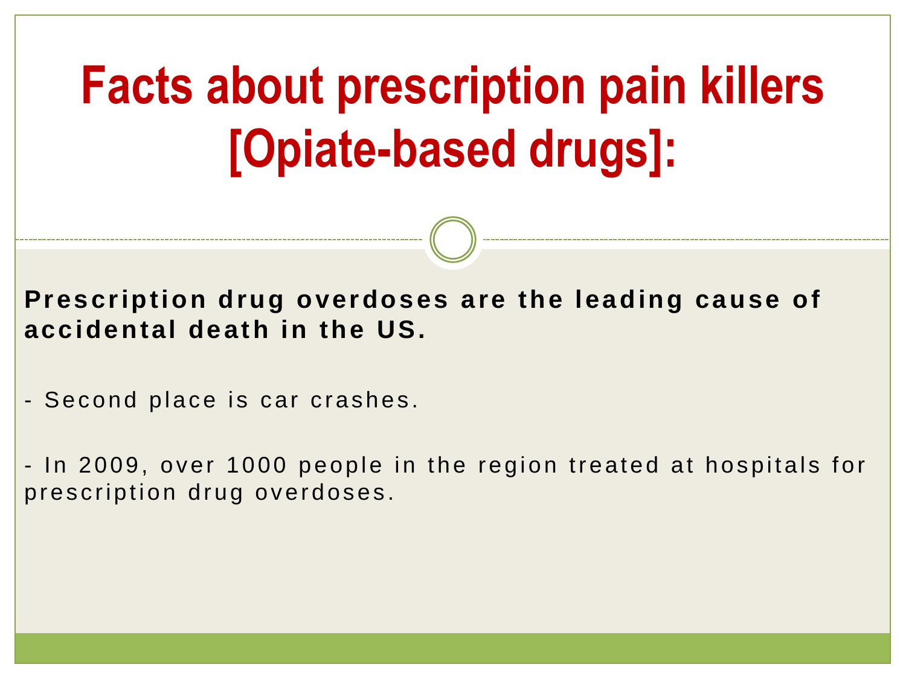# Facts about prescription pain killers [Opiate-based drugs]:

**Prescription drug overdoses are the leading cause of accidental death in the US.**

- Second place is car crashes.

- In 2009, over 1000 people in the region treated at hospitals for prescription drug overdoses.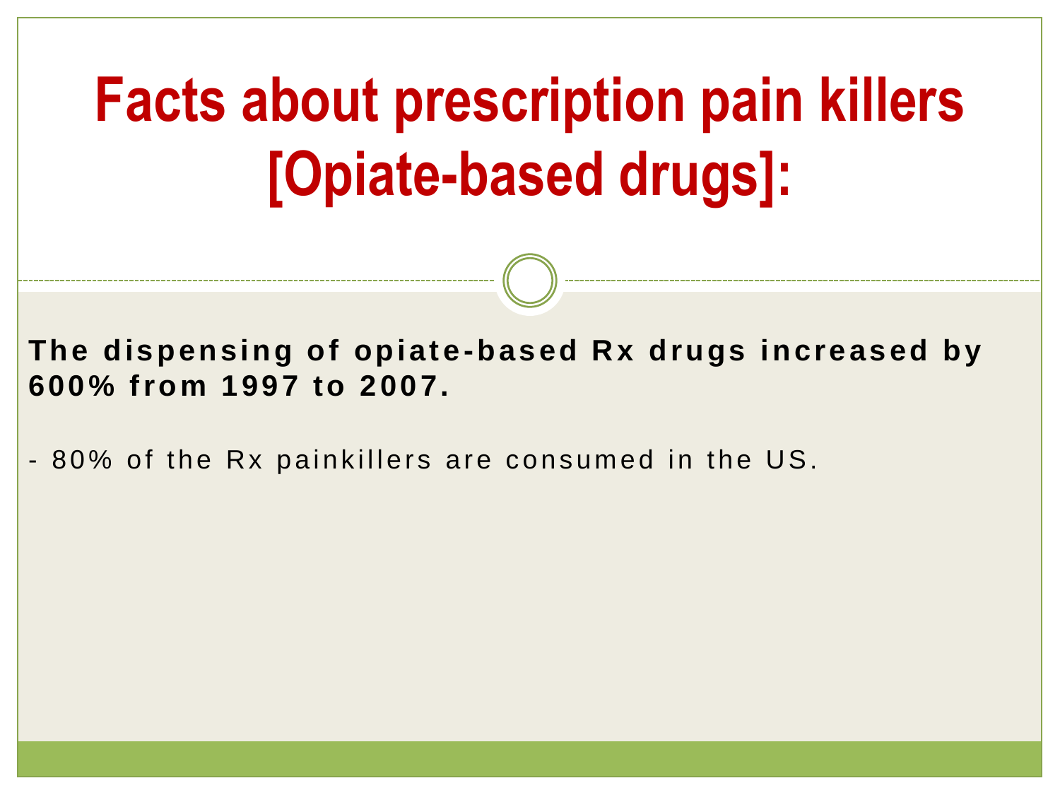# Facts about prescription pain killers [Opiate-based drugs]:

**The dispensing of opiate-based Rx drugs increased by 600% from 1997 to 2007.**

- 80% of the Rx painkillers are consumed in the US.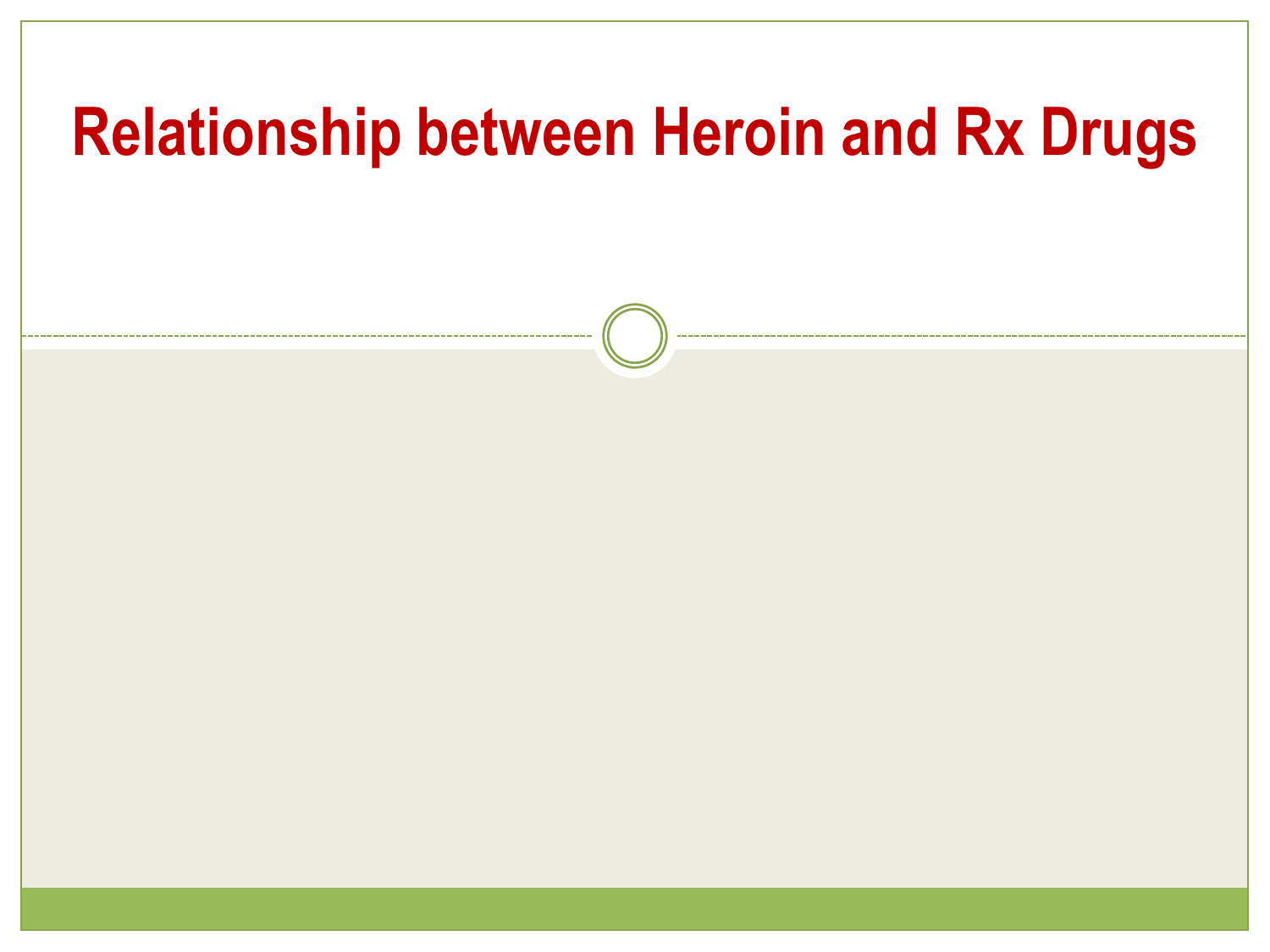# Relationship between Heroin and Rx Drugs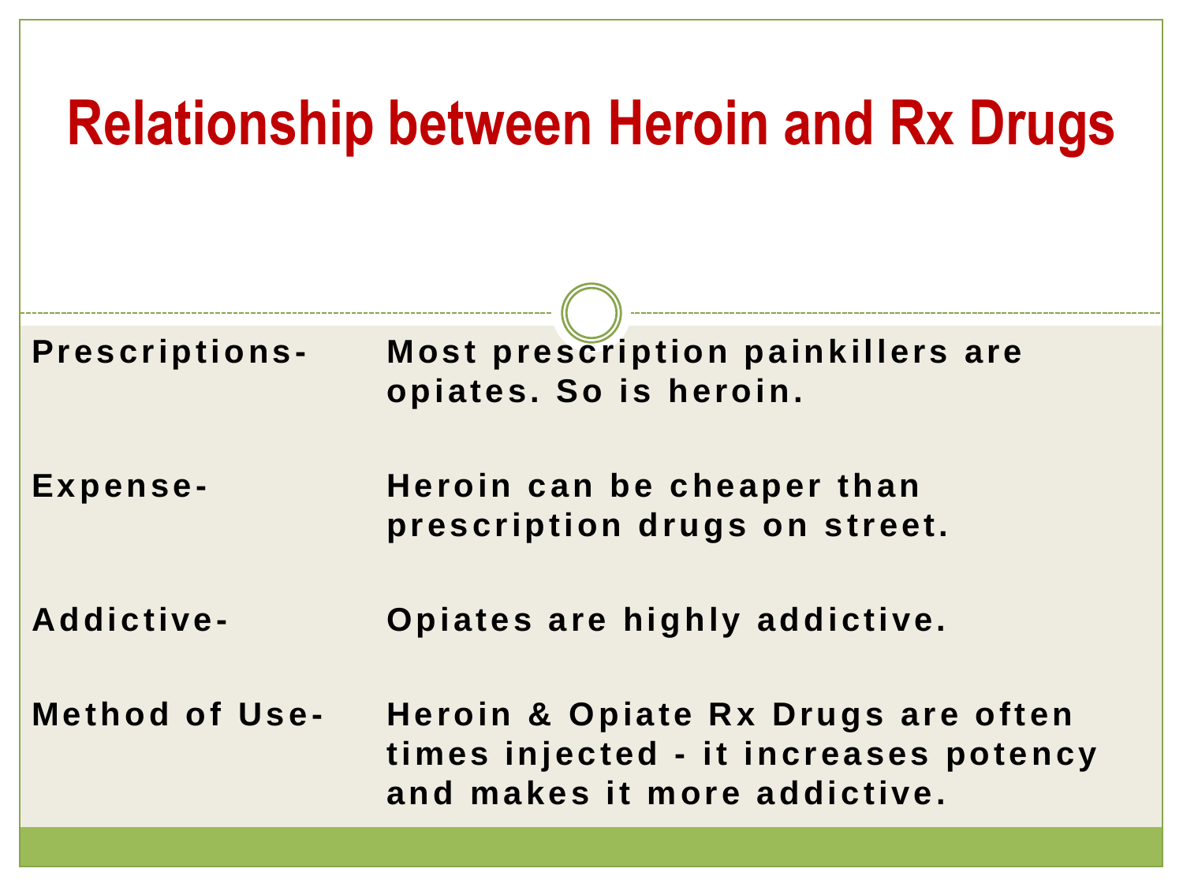# Relationship between Heroin and Rx Drugs

| | |
|---|---|
| **Prescriptions-** | **Most prescription painkillers are opiates. So is heroin.** |
| **Expense-** | **Heroin can be cheaper than prescription drugs on street.** |
| **Addictive-** | **Opiates are highly addictive.** |
| **Method of Use-** | **Heroin & Opiate Rx Drugs are often times injected - it increases potency and makes it more addictive.** |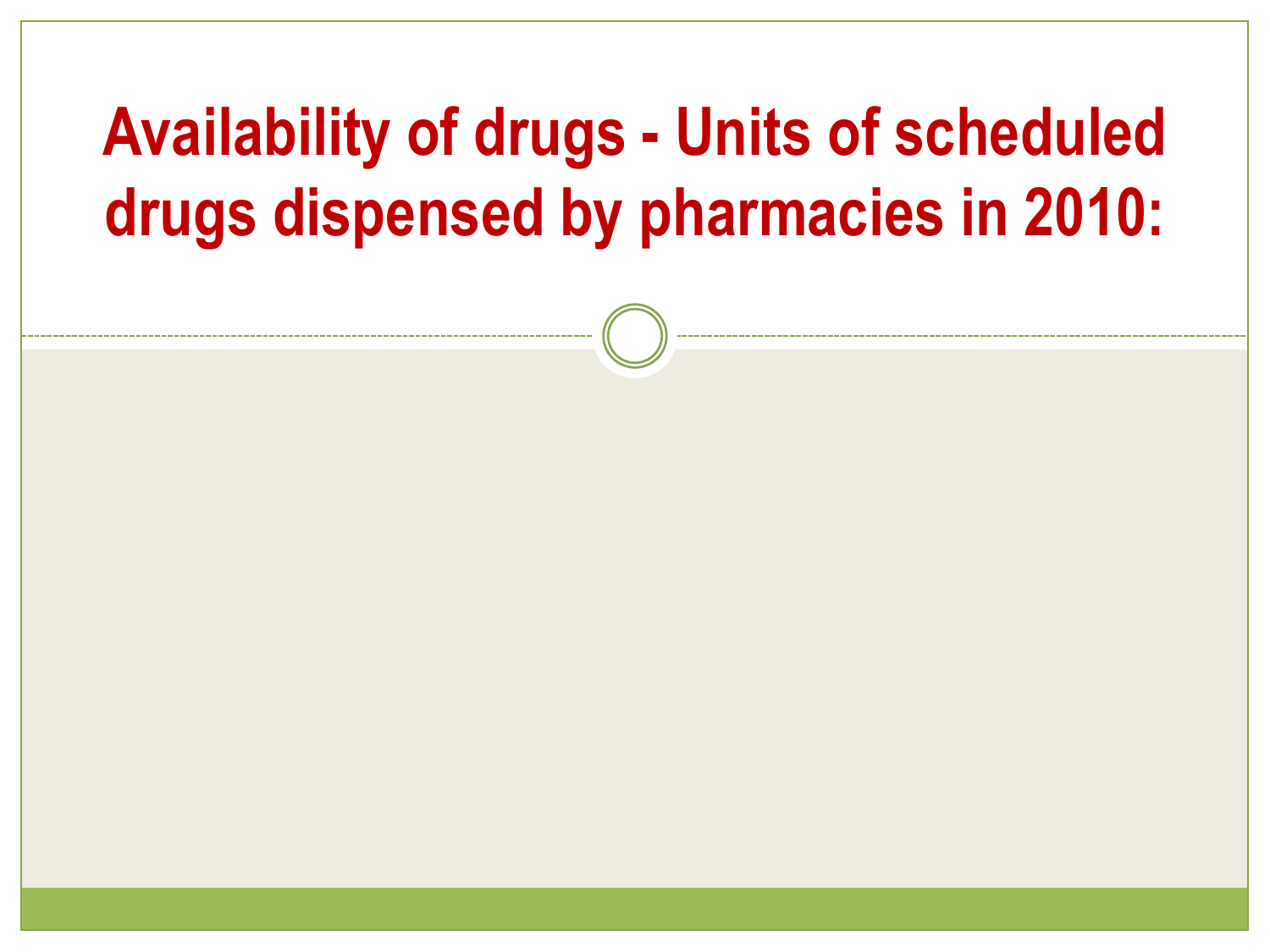# Availability of drugs - Units of scheduled drugs dispensed by pharmacies in 2010: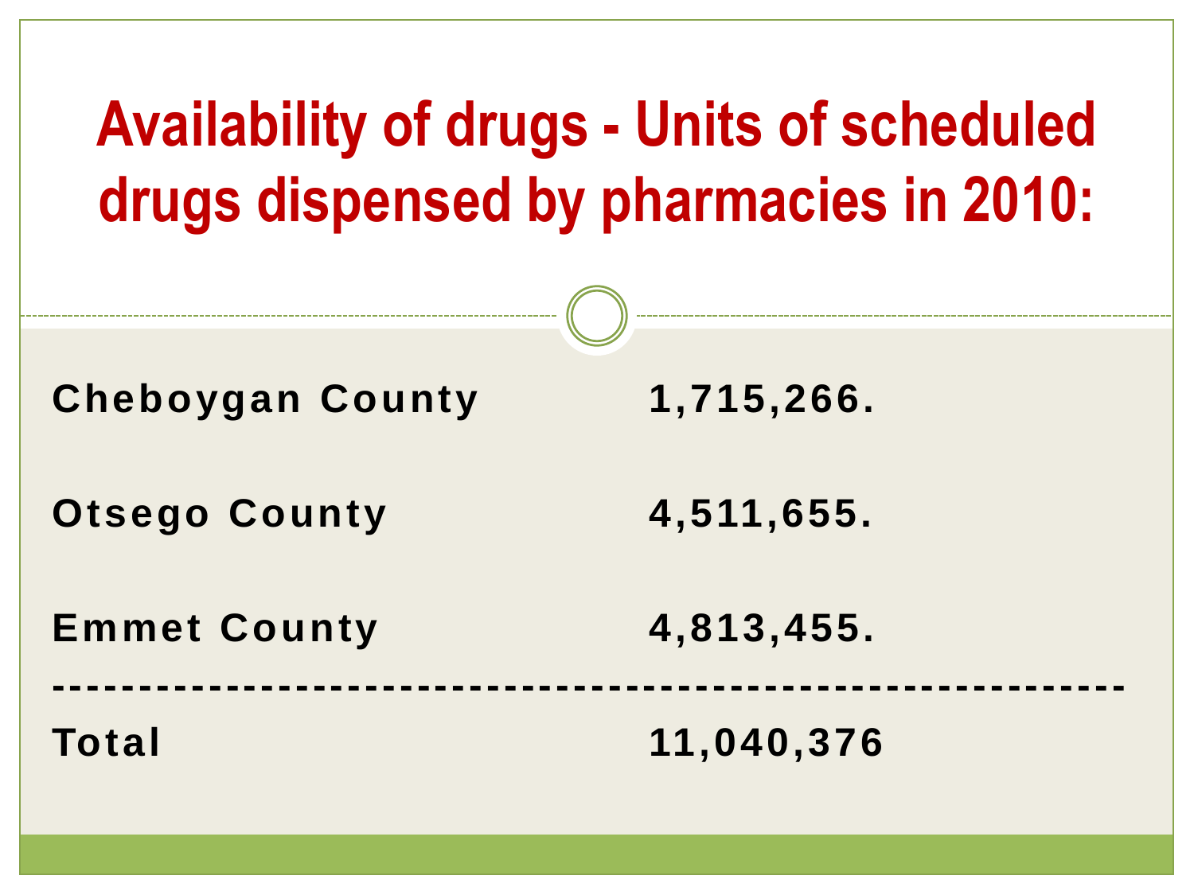# Availability of drugs - Units of scheduled drugs dispensed by pharmacies in 2010:

| | |
|---|---|
| Cheboygan County | 1,715,266. |
| Otsego County | 4,511,655. |
| Emmet County | 4,813,455. |
| Total | 11,040,376 |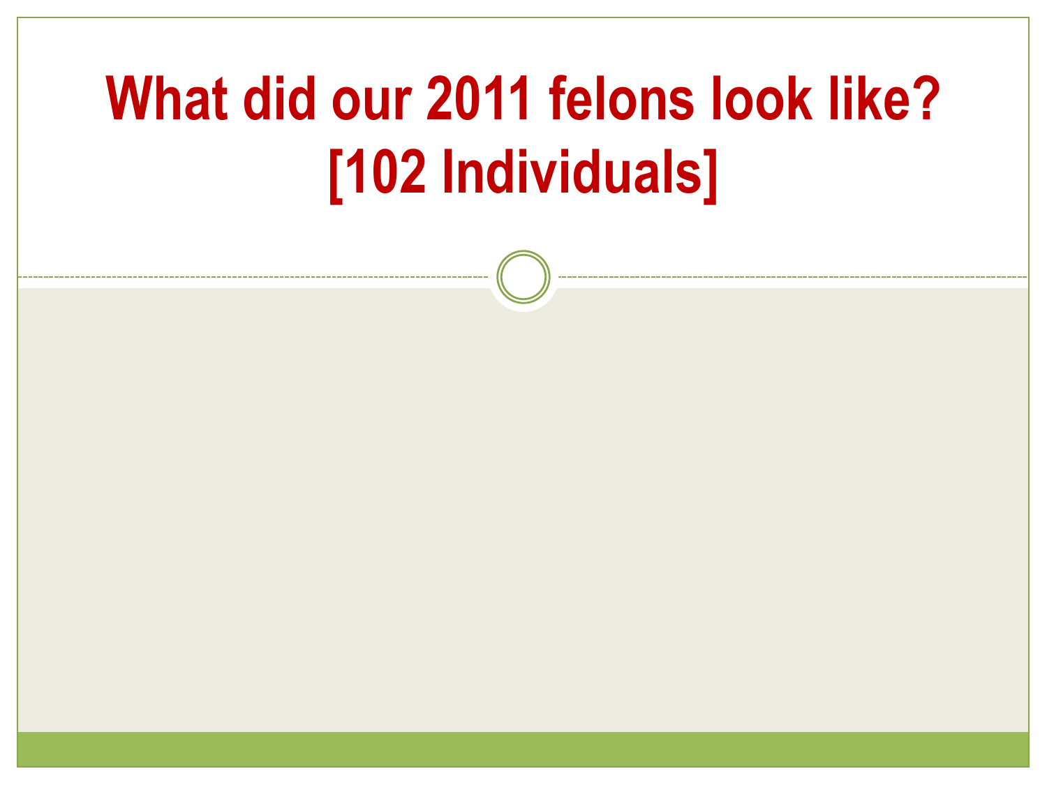# What did our 2011 felons look like? [102 Individuals]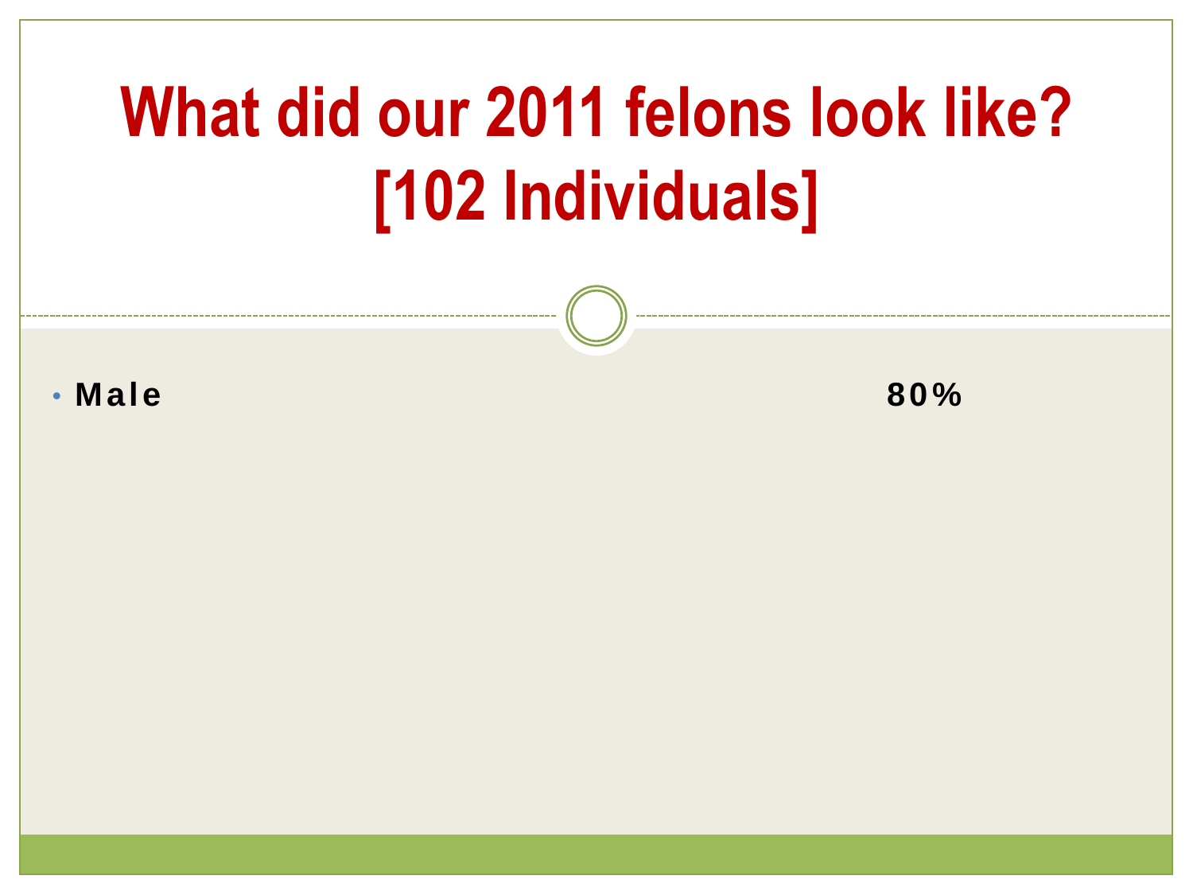# What did our 2011 felons look like? [102 Individuals]

- **Male** **80%**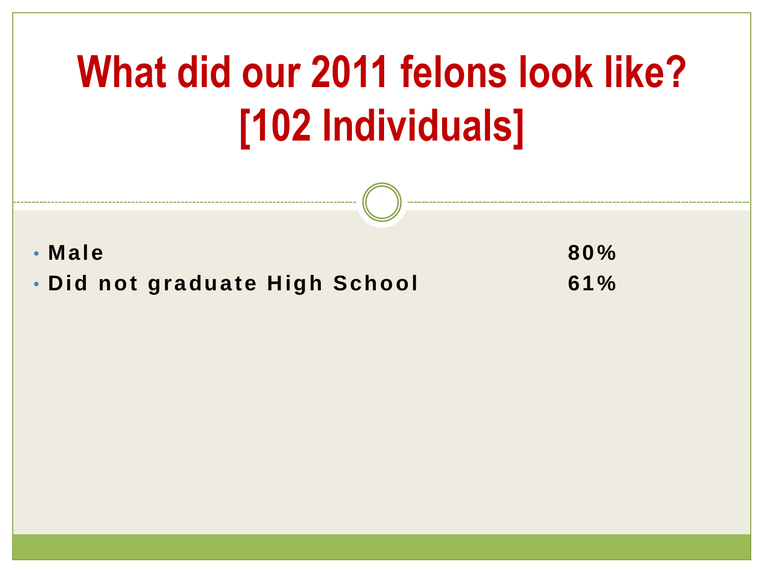# What did our 2011 felons look like? [102 Individuals]

| | |
|---|---|
| **Male** | **80%** |
| **Did not graduate High School** | **61%** |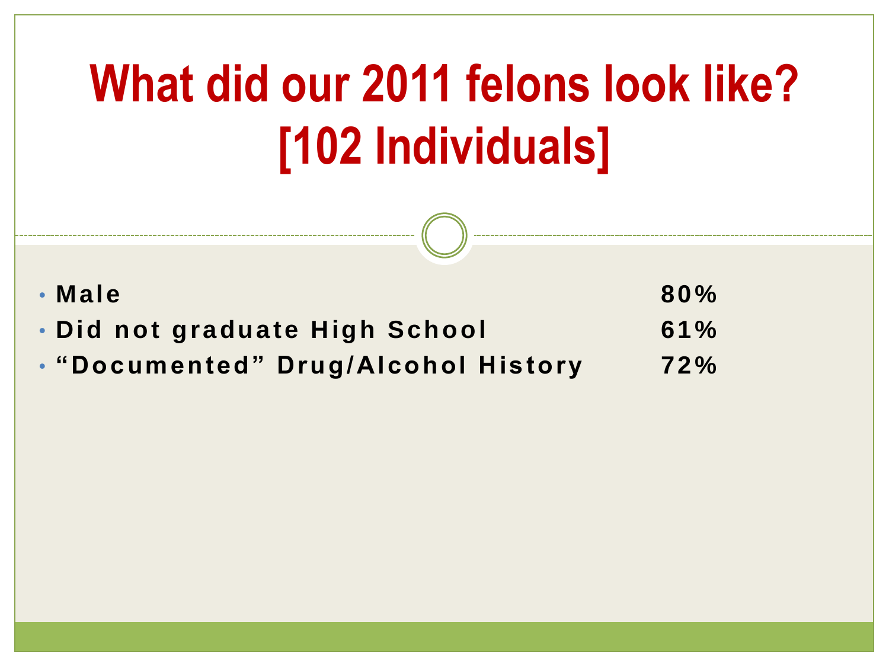# What did our 2011 felons look like? [102 Individuals]

| | |
|---|---|
| Male | 80% |
| Did not graduate High School | 61% |
| "Documented" Drug/Alcohol History | 72% |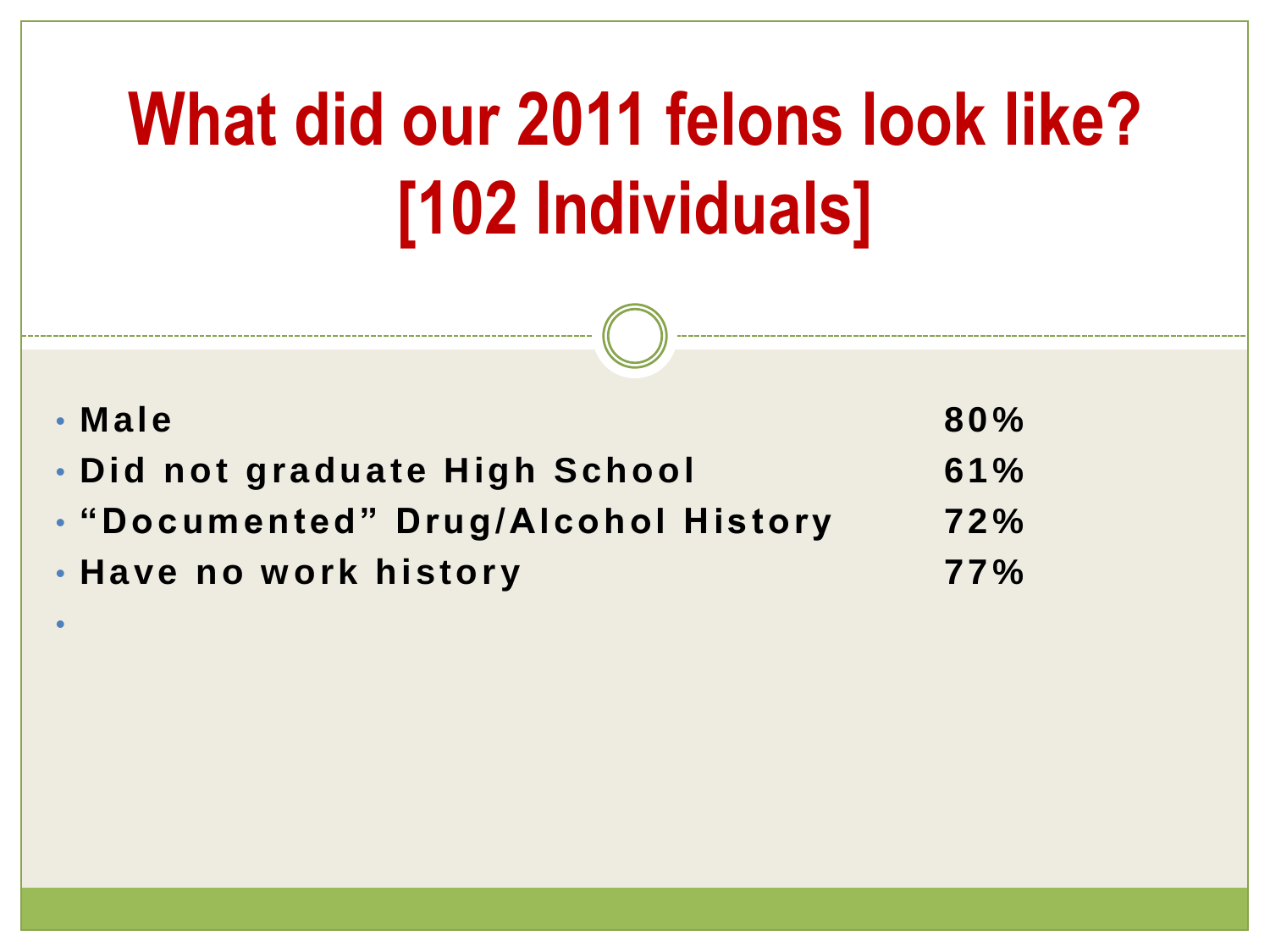# What did our 2011 felons look like? [102 Individuals]

| | |
|---|---|
| **Male** | **80%** |
| **Did not graduate High School** | **61%** |
| **"Documented" Drug/Alcohol History** | **72%** |
| **Have no work history** | **77%** |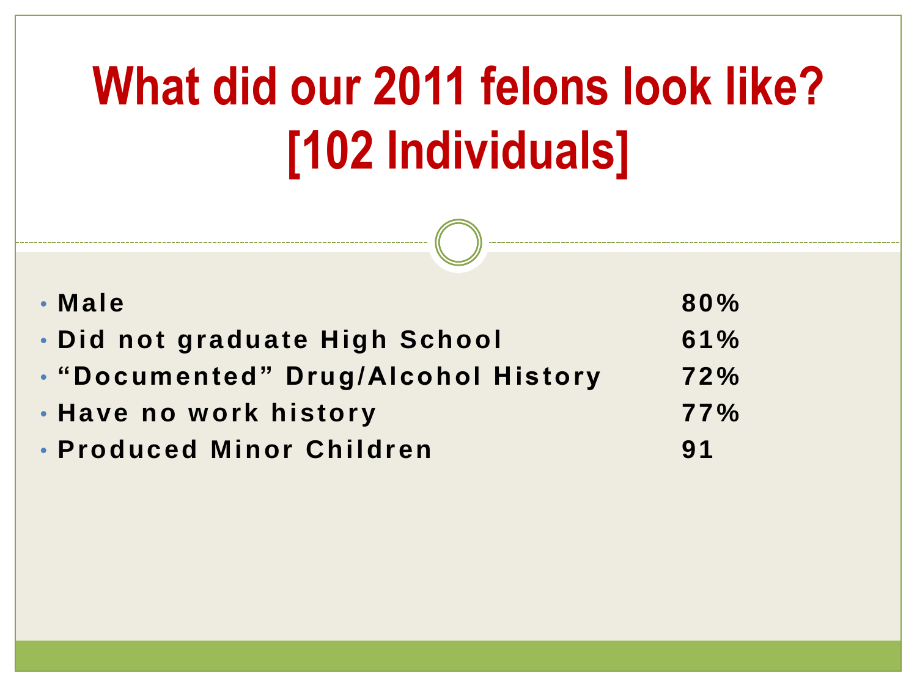# What did our 2011 felons look like? [102 Individuals]

| | |
|---|---|
| **Male** | **80%** |
| **Did not graduate High School** | **61%** |
| **"Documented" Drug/Alcohol History** | **72%** |
| **Have no work history** | **77%** |
| **Produced Minor Children** | **91** |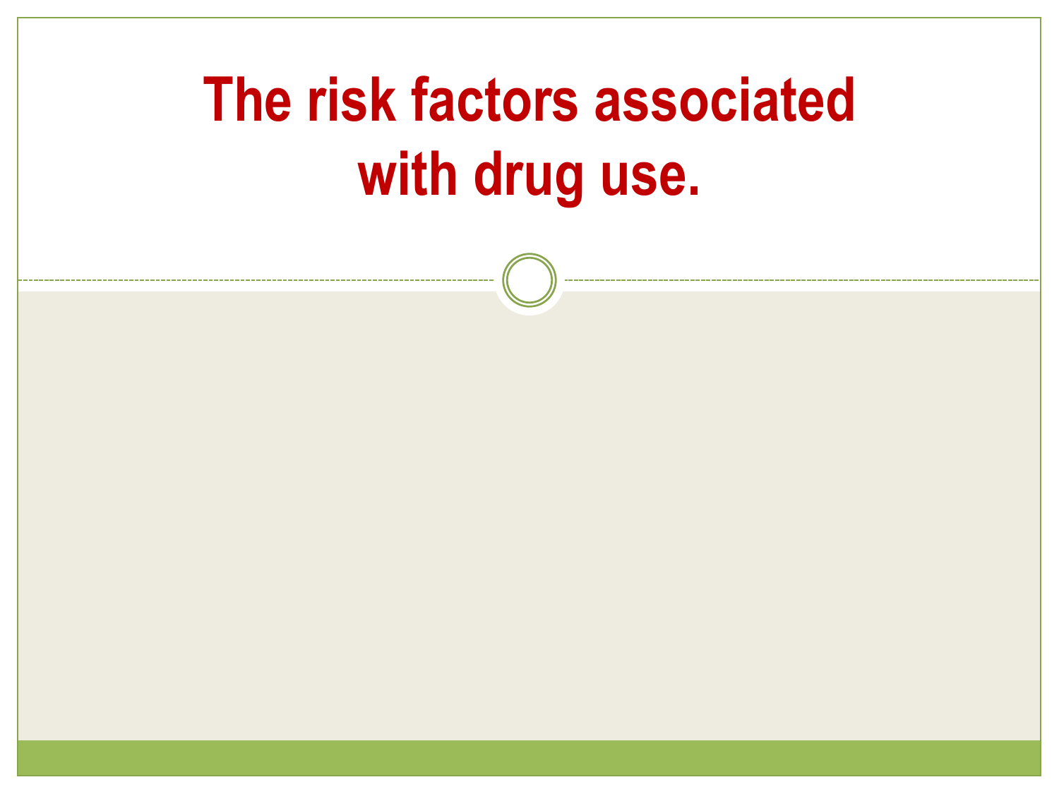# The risk factors associated with drug use.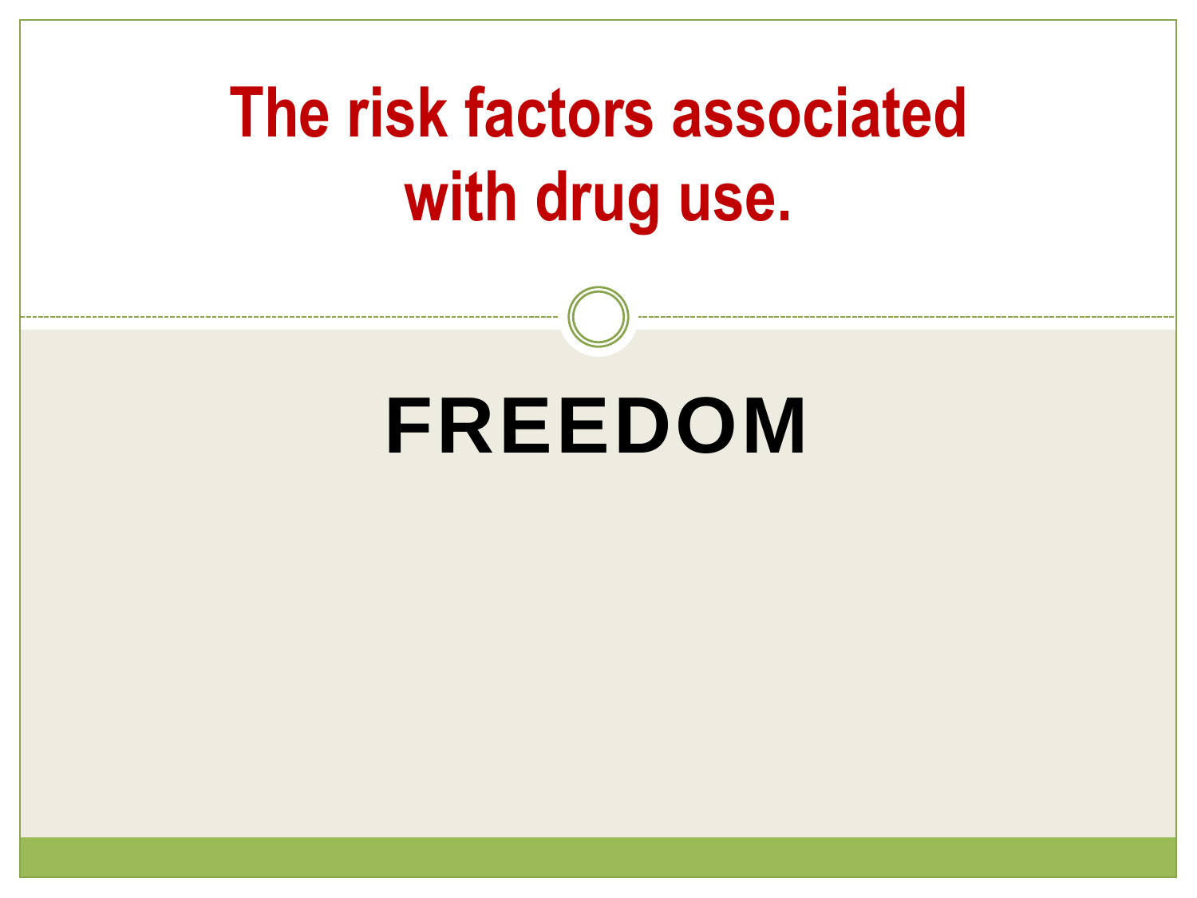# The risk factors associated with drug use.

## FREEDOM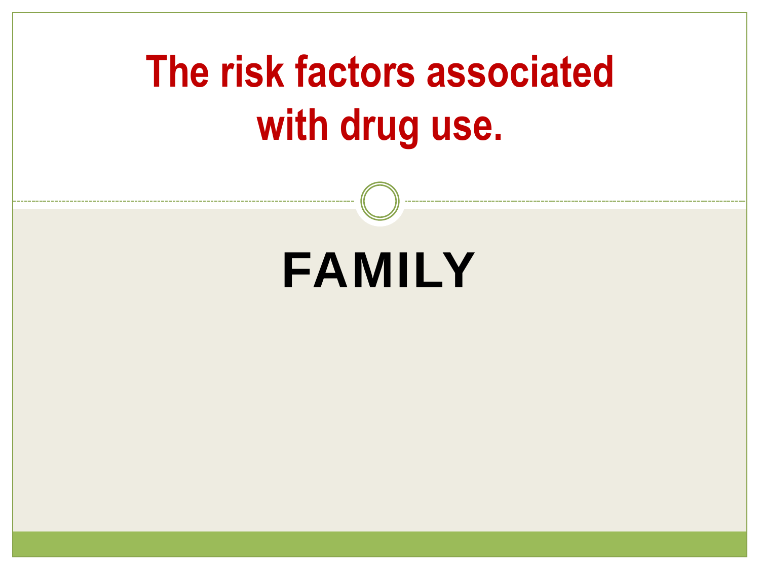# The risk factors associated with drug use.

## FAMILY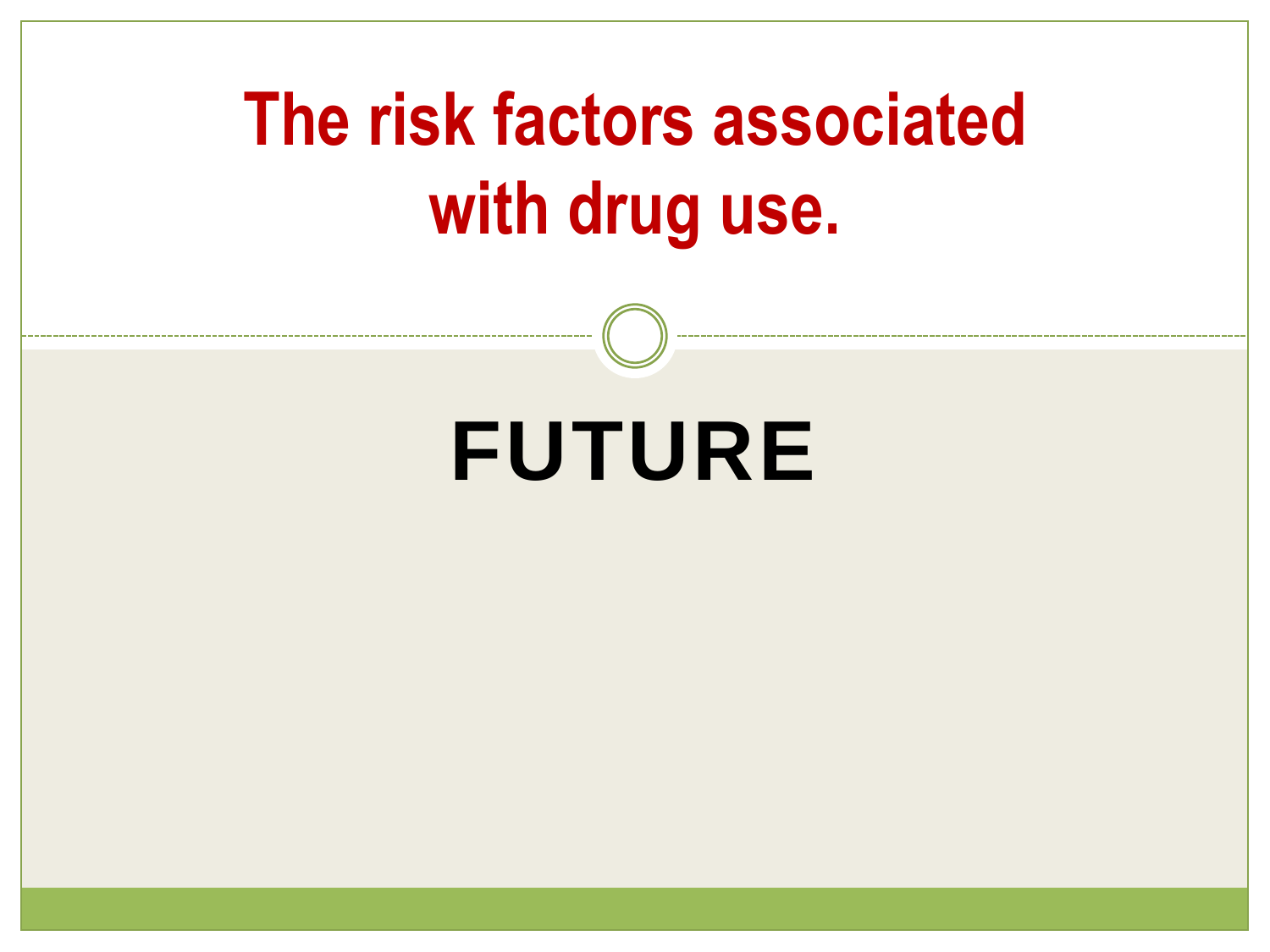# The risk factors associated with drug use.

## FUTURE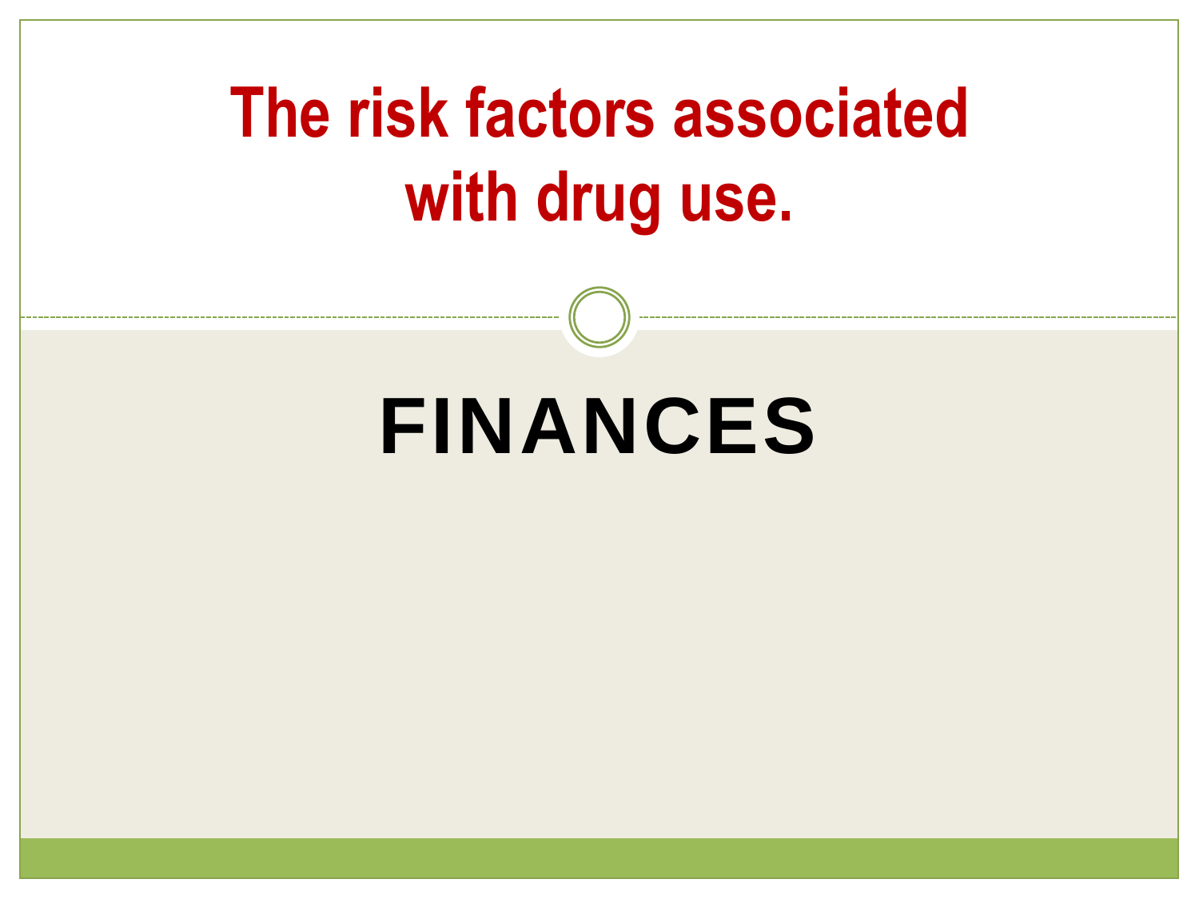# The risk factors associated with drug use.

## FINANCES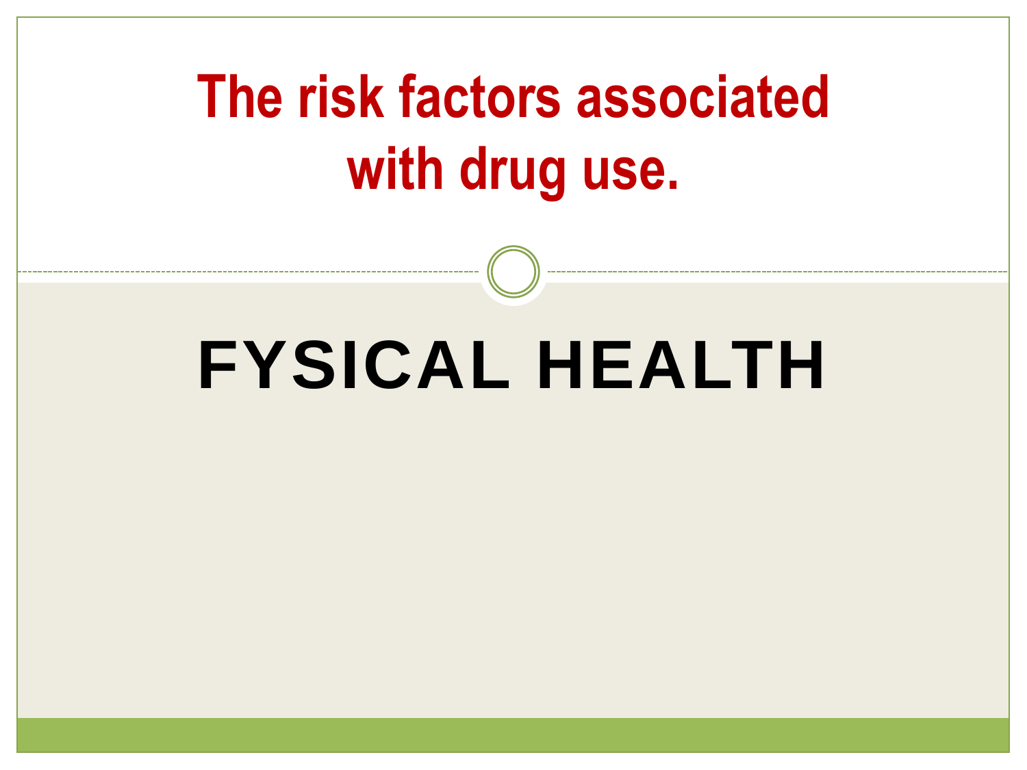# The risk factors associated with drug use.

## FYSICAL HEALTH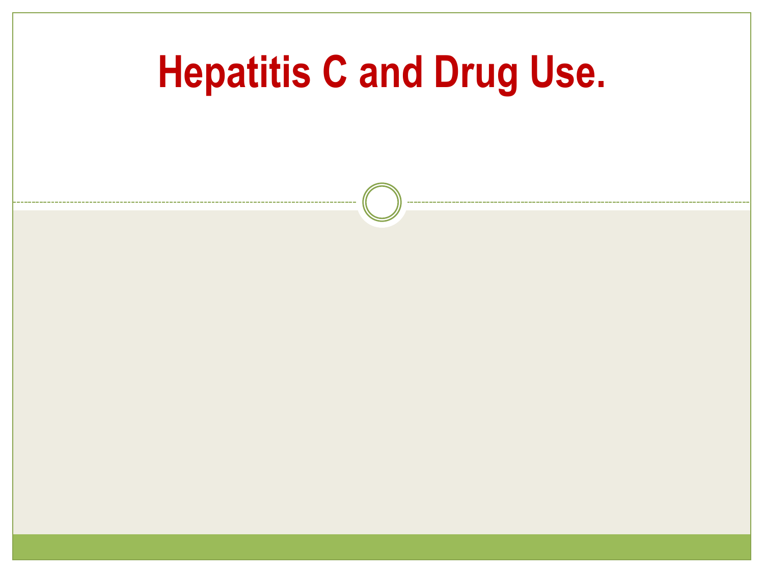# Hepatitis C and Drug Use.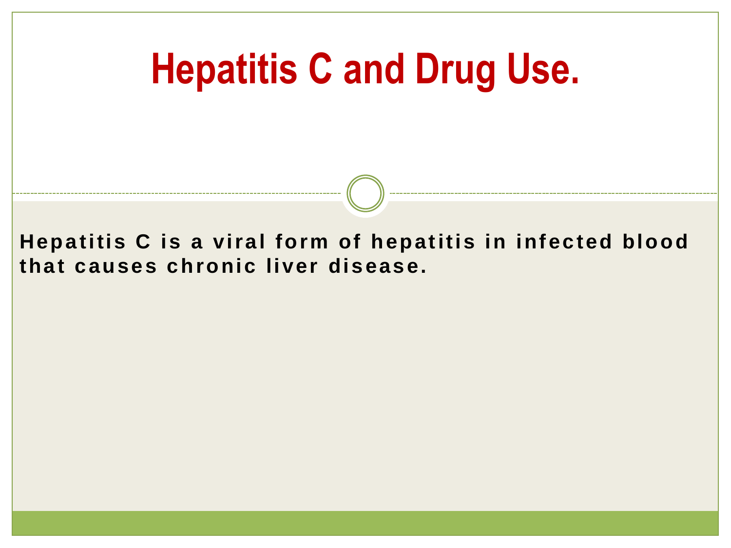# Hepatitis C and Drug Use.

**Hepatitis C is a viral form of hepatitis in infected blood that causes chronic liver disease.**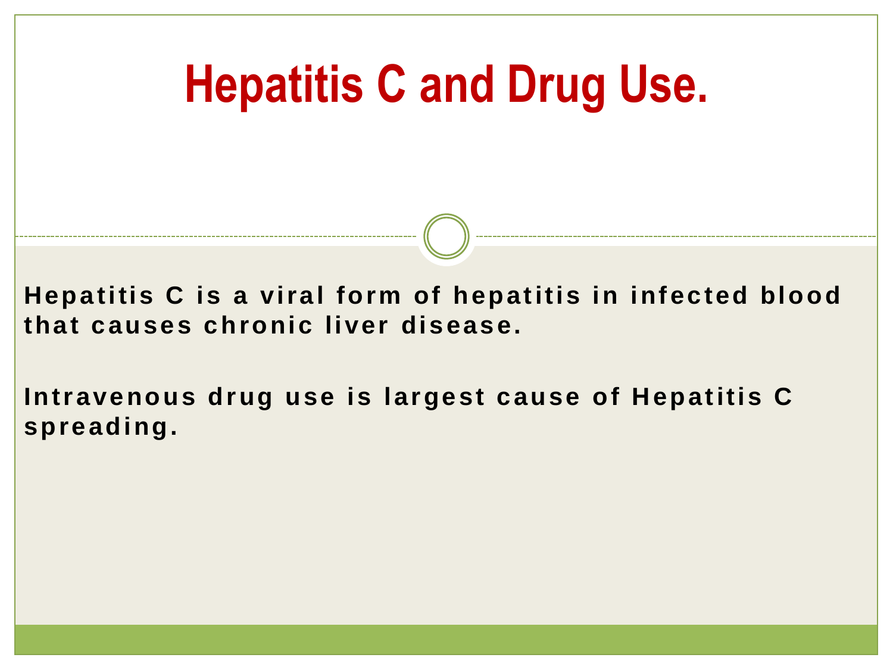# Hepatitis C and Drug Use.

**Hepatitis C is a viral form of hepatitis in infected blood that causes chronic liver disease.**

**Intravenous drug use is largest cause of Hepatitis C spreading.**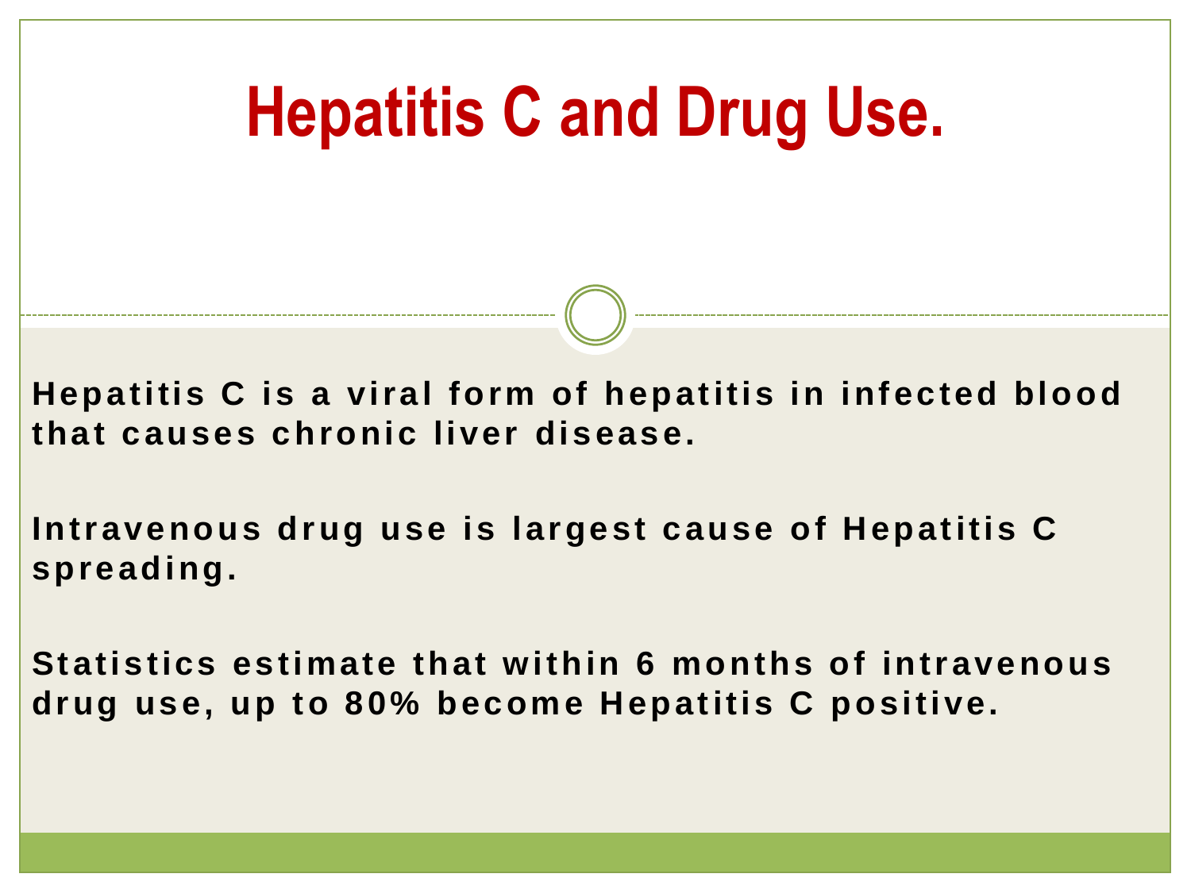# Hepatitis C and Drug Use.

**Hepatitis C is a viral form of hepatitis in infected blood that causes chronic liver disease.**

**Intravenous drug use is largest cause of Hepatitis C spreading.**

**Statistics estimate that within 6 months of intravenous drug use, up to 80% become Hepatitis C positive.**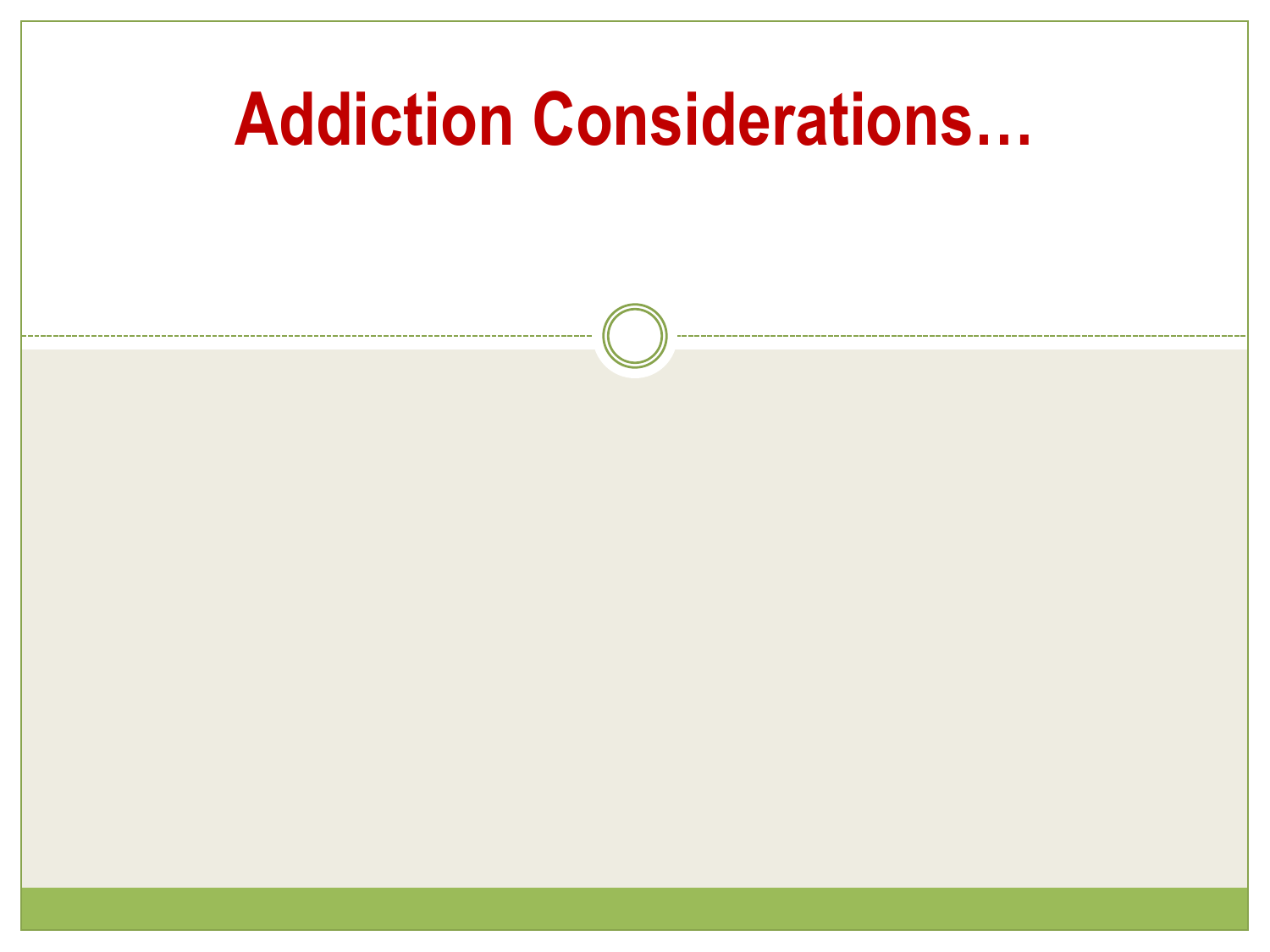# Addiction Considerations…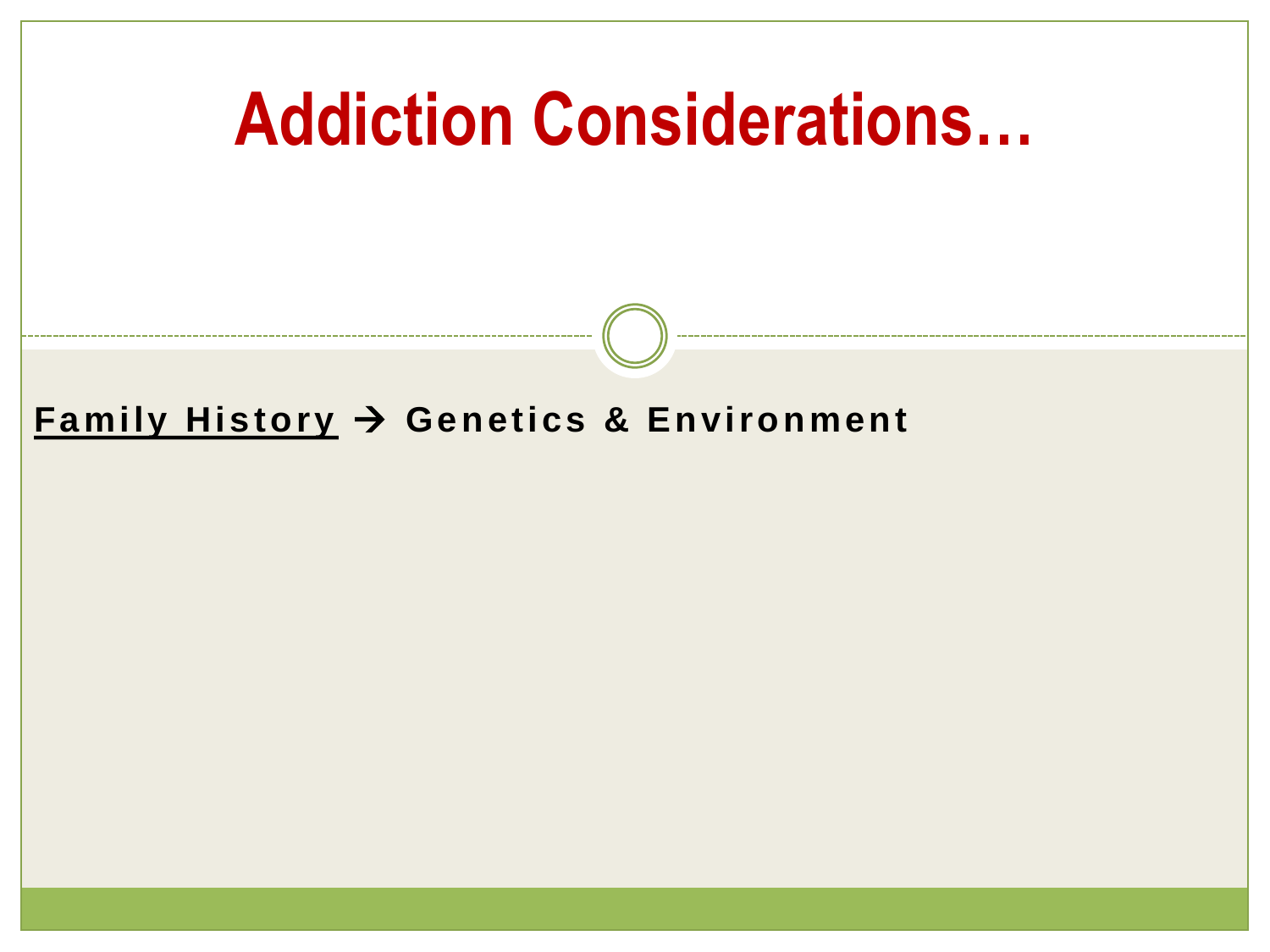# Addiction Considerations…

**Family History** → **Genetics & Environment**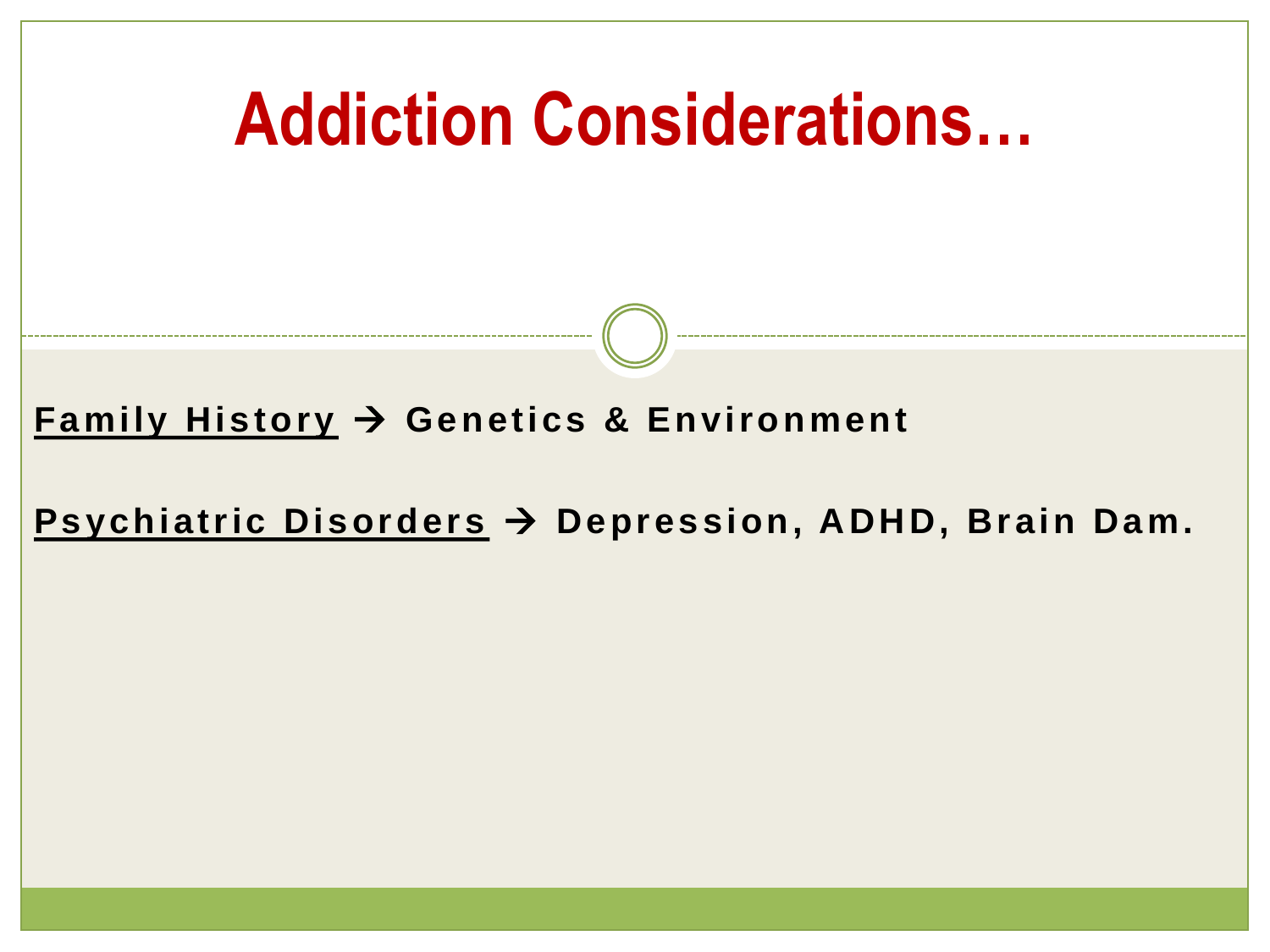# Addiction Considerations…

**Family History** → **Genetics & Environment**

**Psychiatric Disorders** → **Depression, ADHD, Brain Dam.**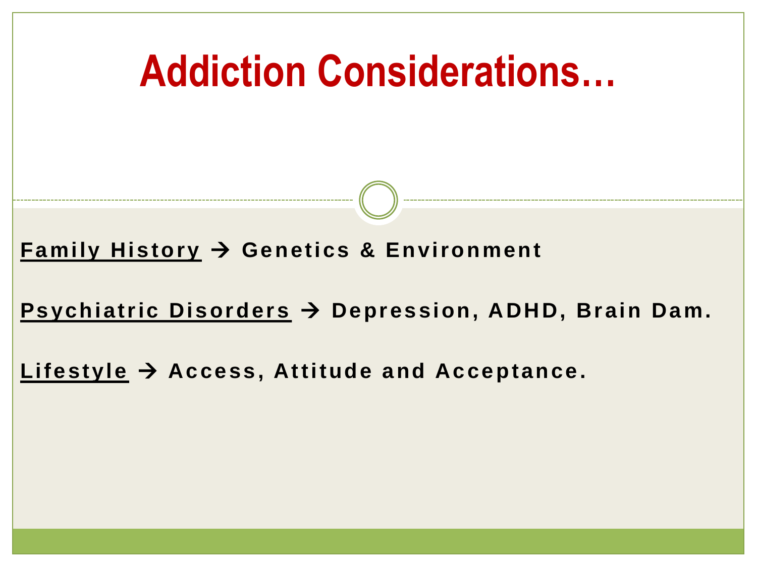# Addiction Considerations…

**Family History** → **Genetics & Environment**

**Psychiatric Disorders** → **Depression, ADHD, Brain Dam.**

**Lifestyle** → **Access, Attitude and Acceptance.**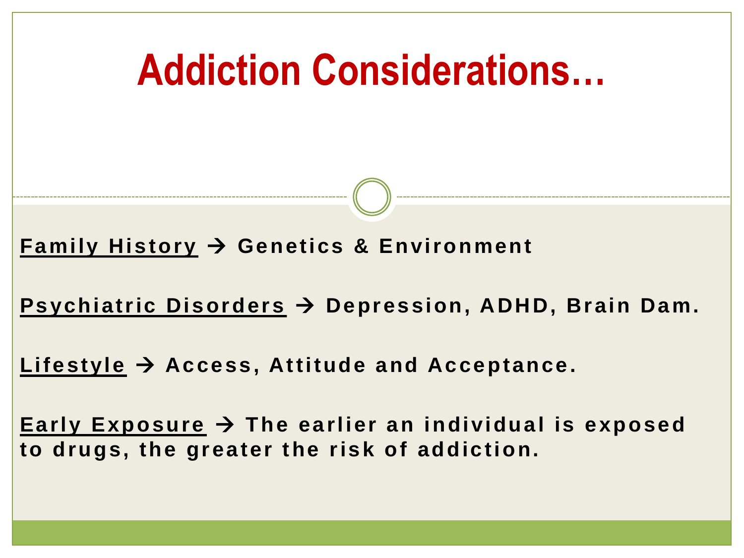# Addiction Considerations…

<u>**Family History**</u> → **Genetics & Environment**

<u>**Psychiatric Disorders**</u> → **Depression, ADHD, Brain Dam.**

<u>**Lifestyle**</u> → **Access, Attitude and Acceptance.**

<u>**Early Exposure**</u> → **The earlier an individual is exposed to drugs, the greater the risk of addiction.**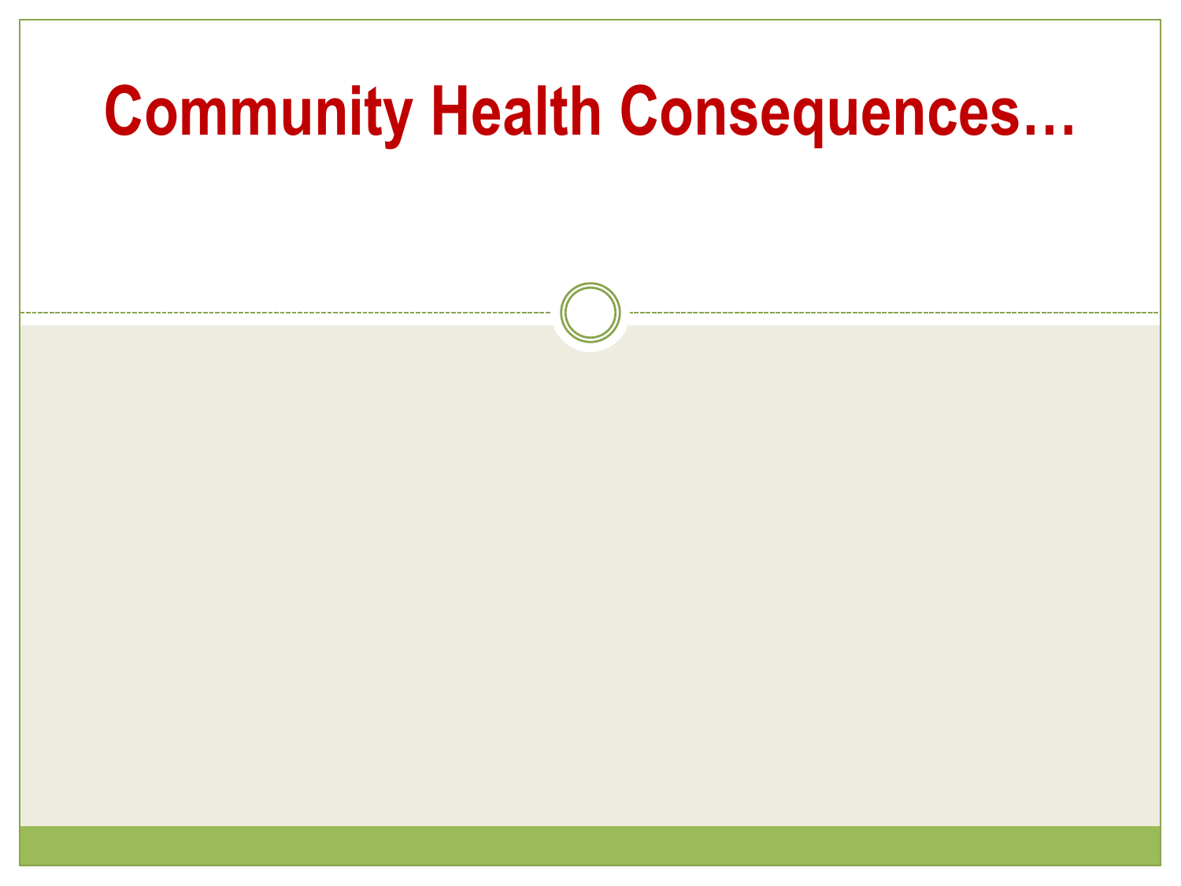# Community Health Consequences…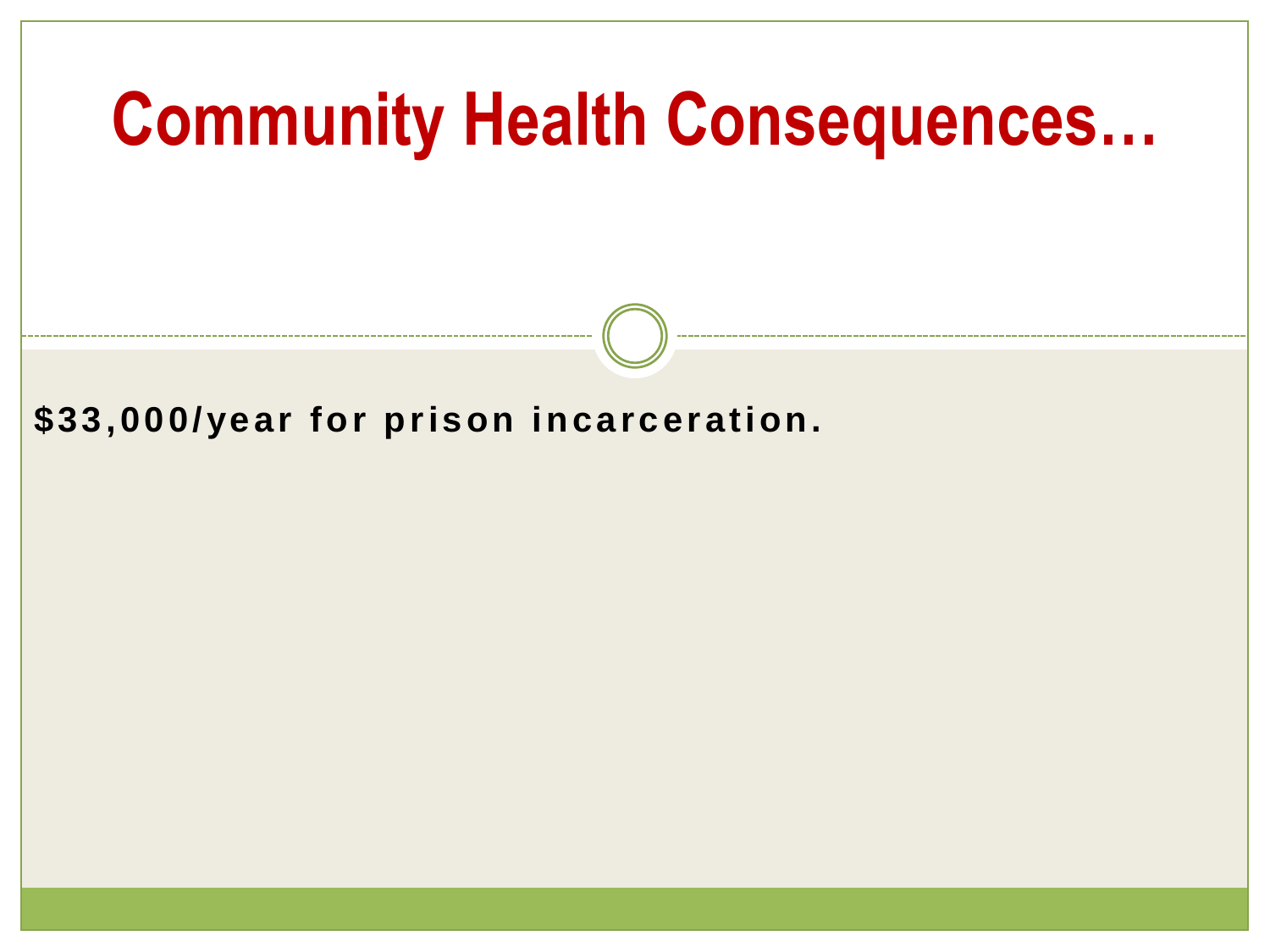# Community Health Consequences…

**$33,000/year for prison incarceration.**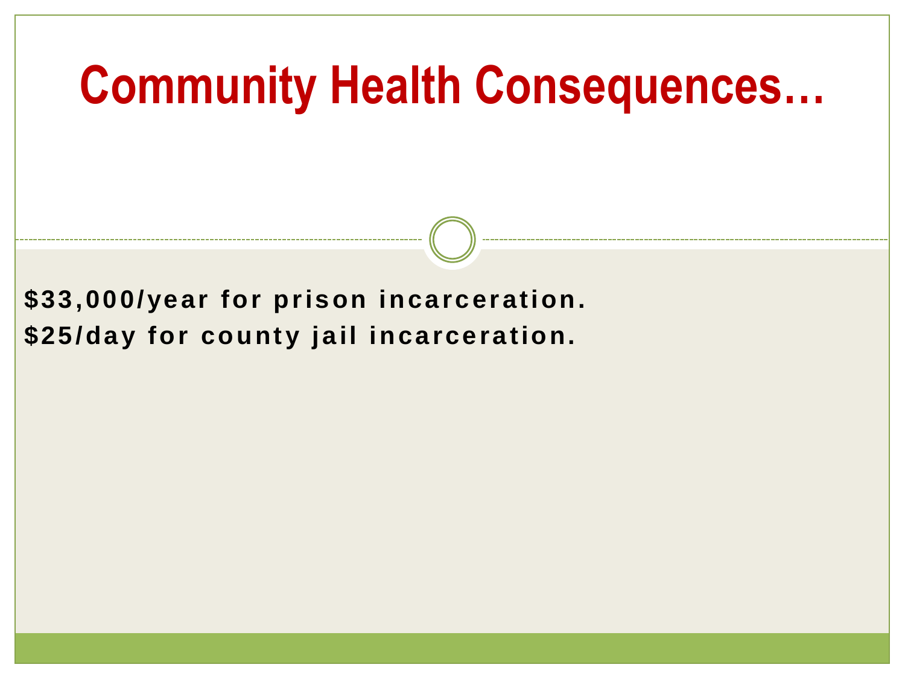# Community Health Consequences…

**$33,000/year for prison incarceration.**

**$25/day for county jail incarceration.**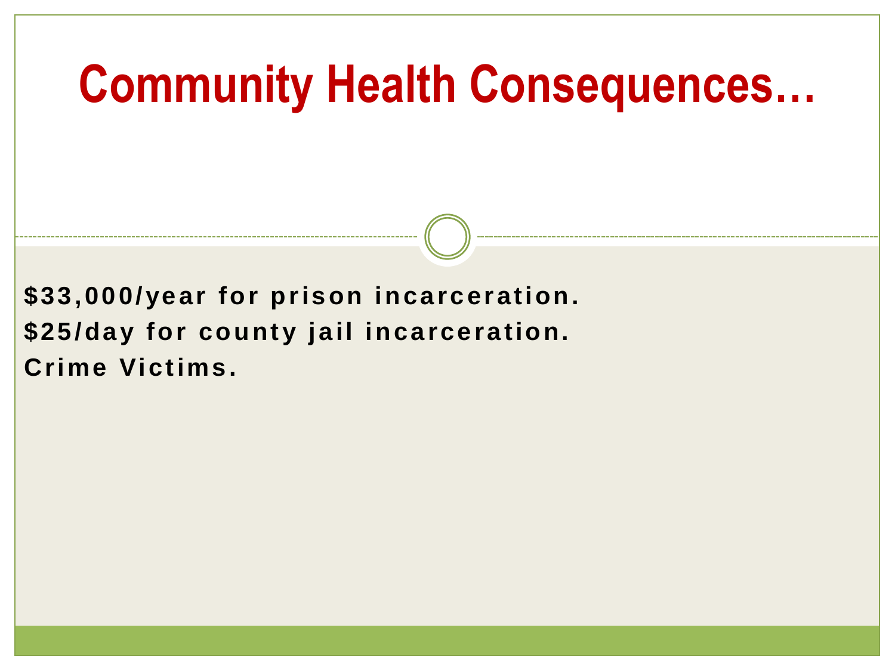# Community Health Consequences…

$33,000/year for prison incarceration.
$25/day for county jail incarceration.
Crime Victims.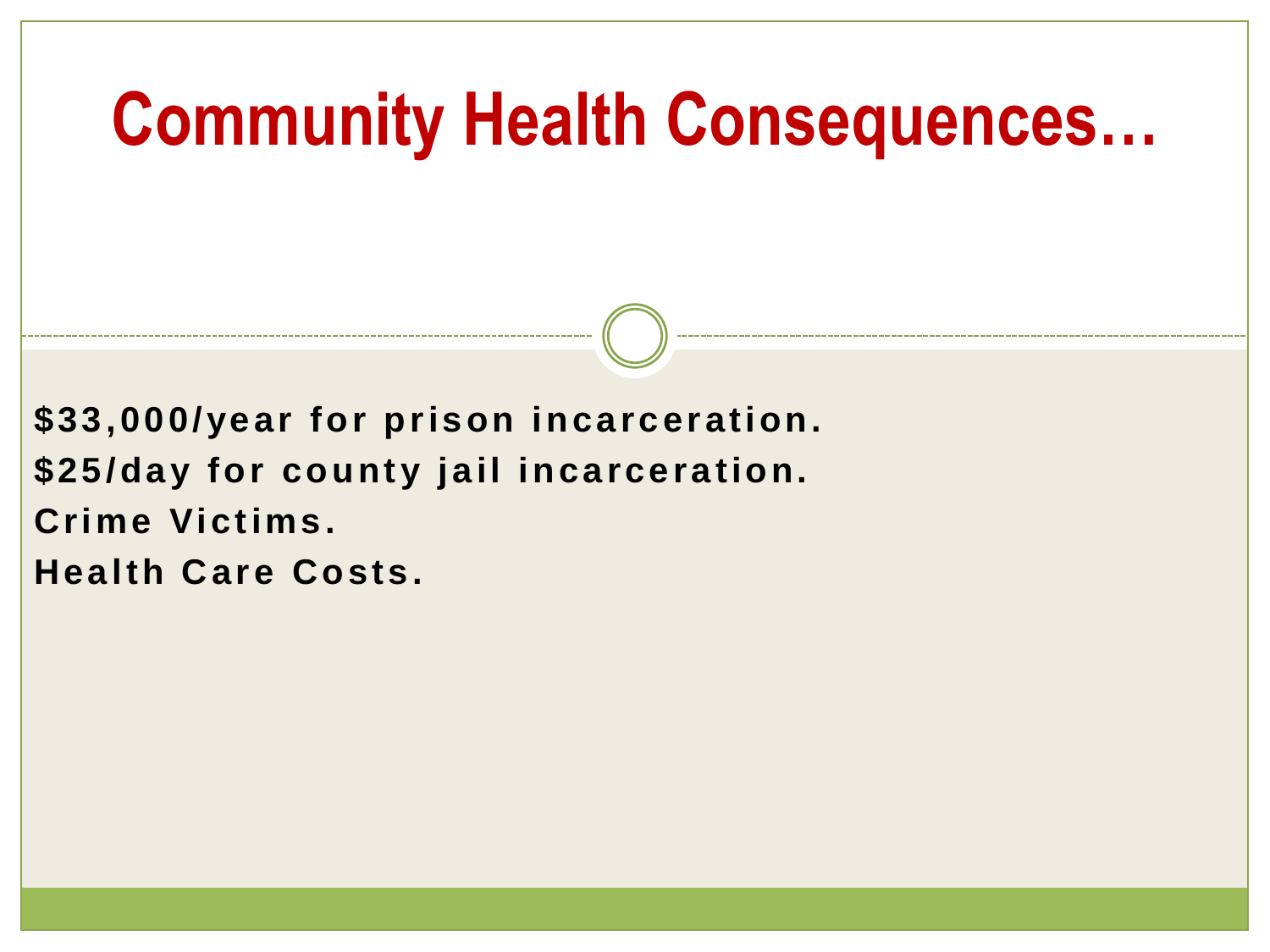# Community Health Consequences…

$33,000/year for prison incarceration.

$25/day for county jail incarceration.

Crime Victims.

Health Care Costs.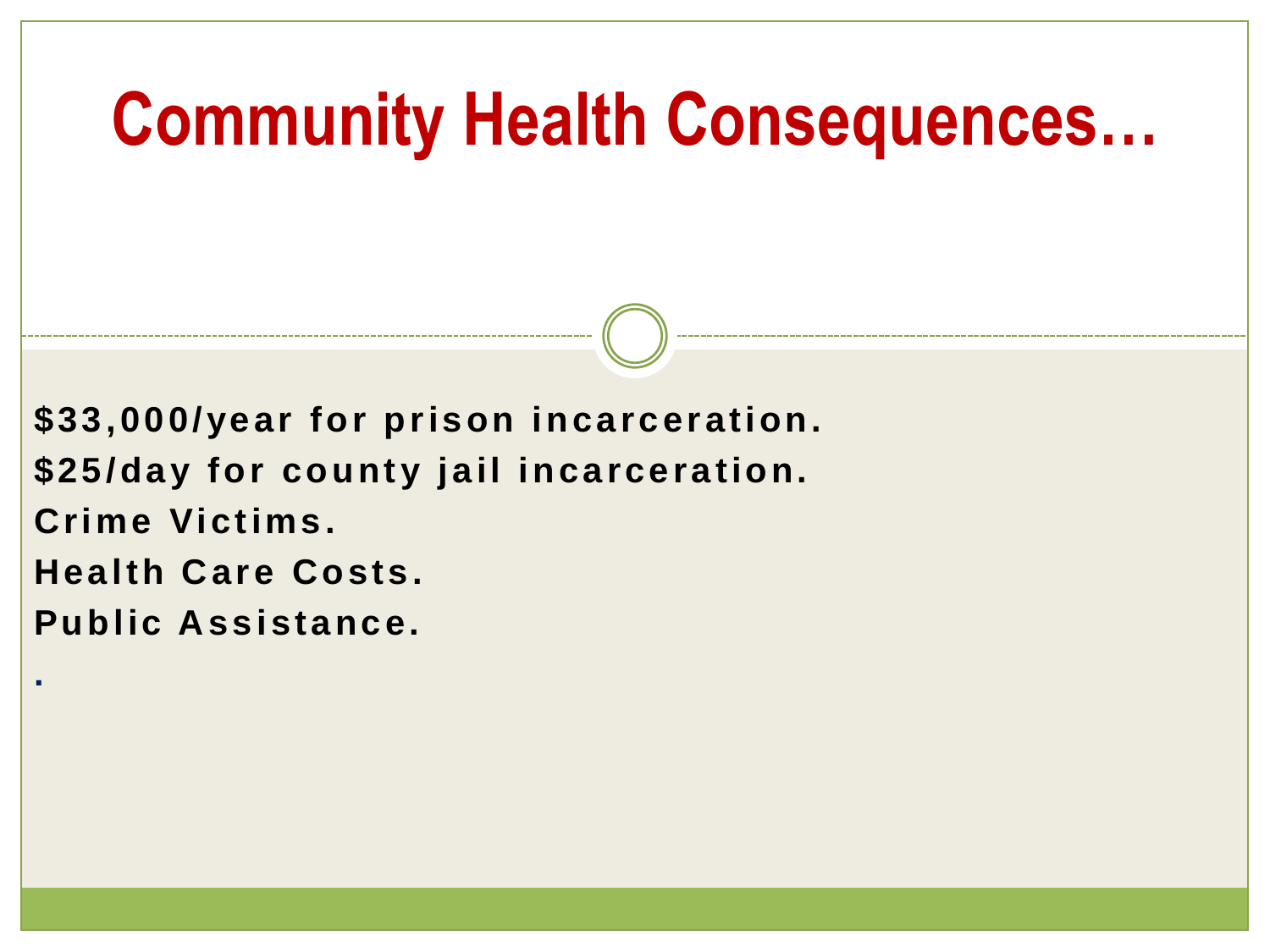# Community Health Consequences…

**$33,000/year for prison incarceration.**

**$25/day for county jail incarceration.**

**Crime Victims.**

**Health Care Costs.**

**Public Assistance.**

.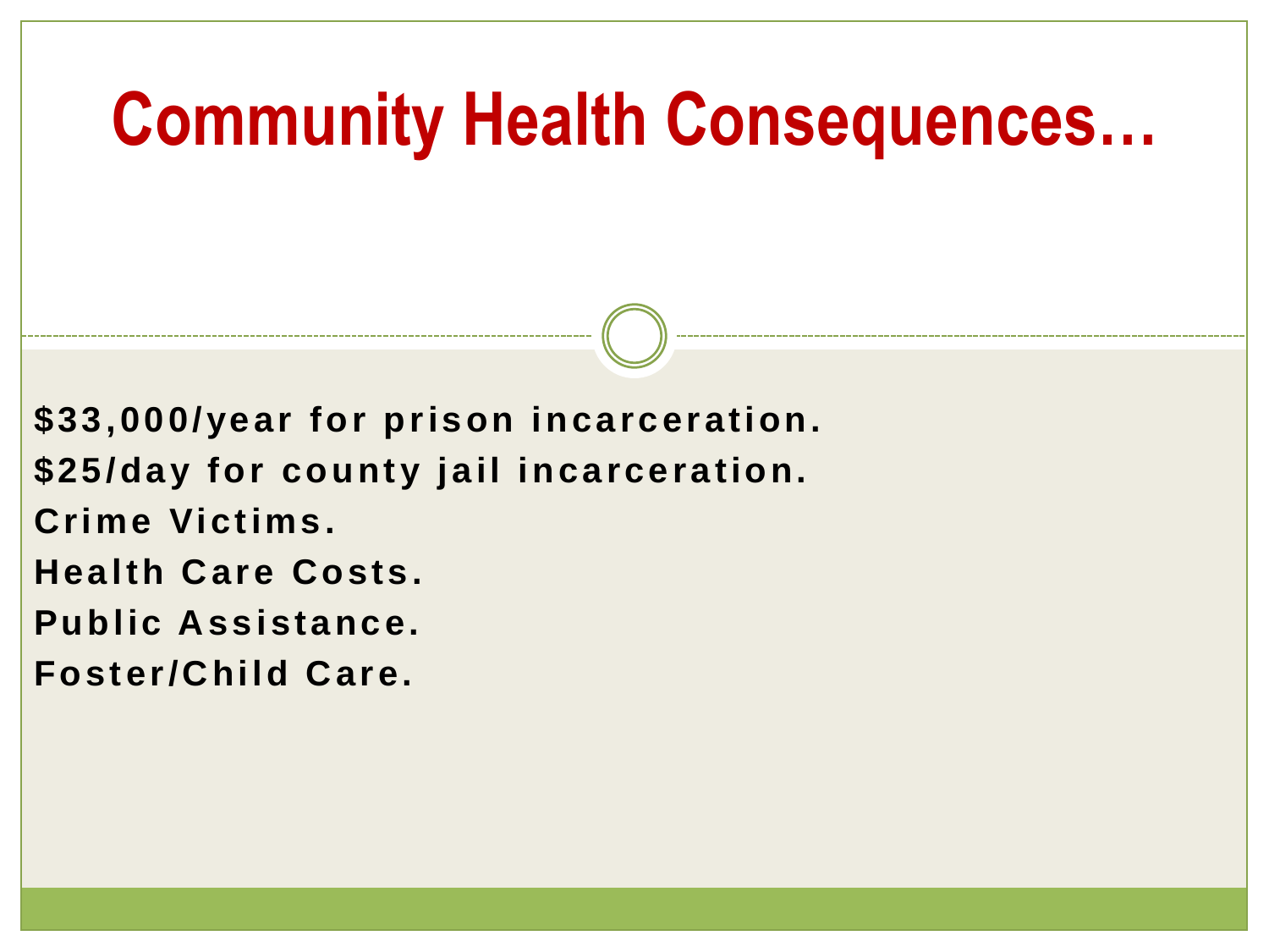# Community Health Consequences…

**$33,000/year for prison incarceration.**

**$25/day for county jail incarceration.**

**Crime Victims.**

**Health Care Costs.**

**Public Assistance.**

**Foster/Child Care.**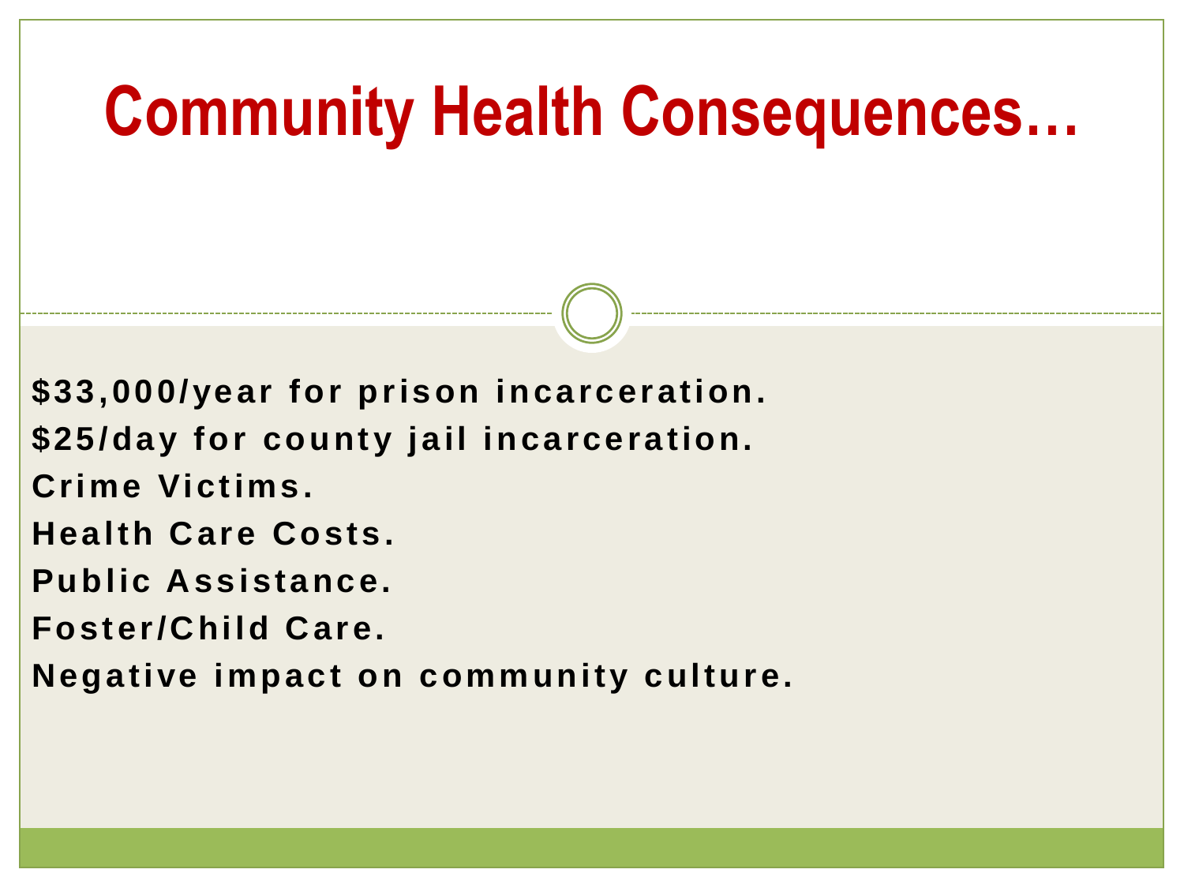# Community Health Consequences…

$33,000/year for prison incarceration.

$25/day for county jail incarceration.

Crime Victims.

Health Care Costs.

Public Assistance.

Foster/Child Care.

Negative impact on community culture.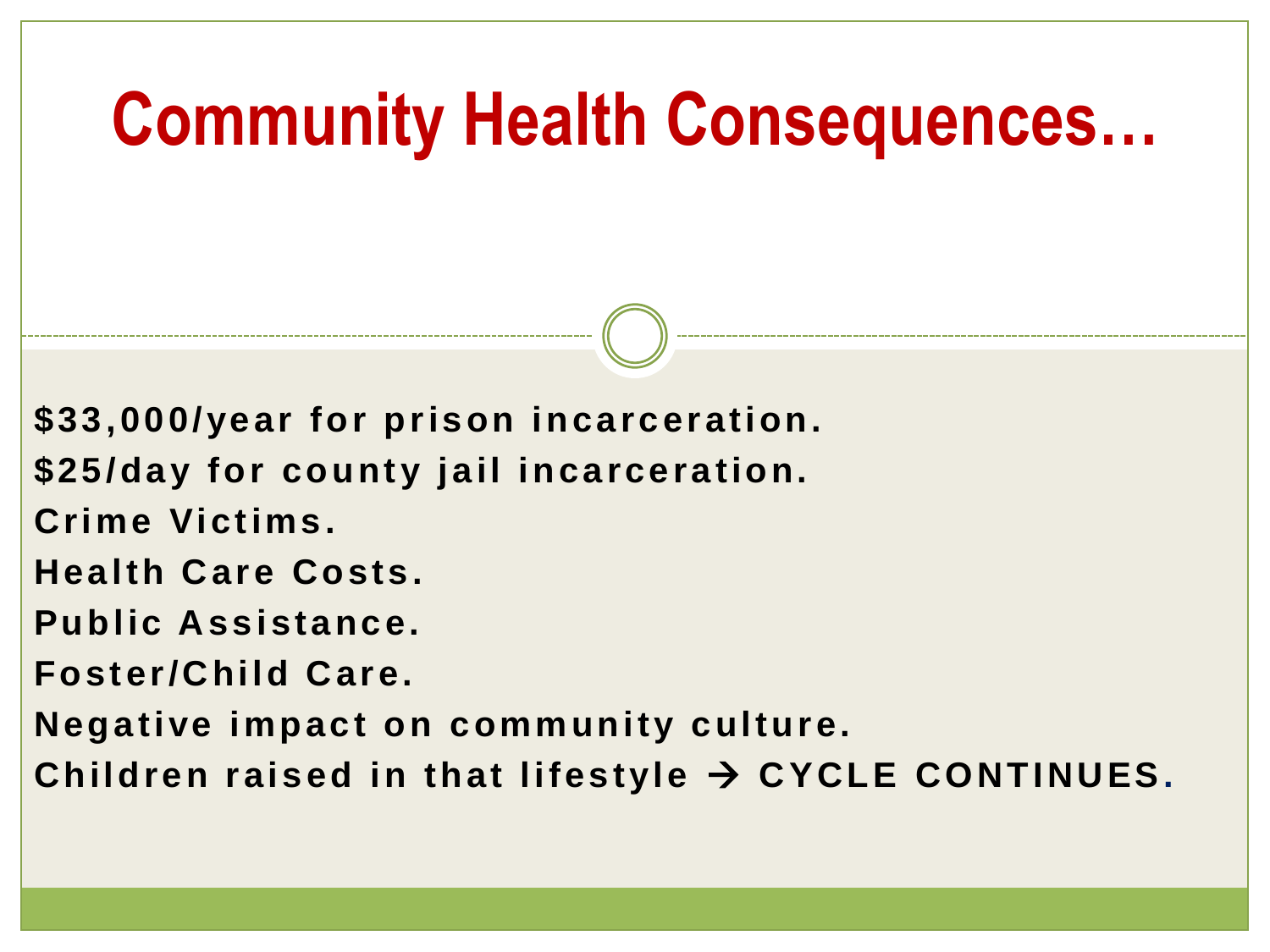# Community Health Consequences…

$33,000/year for prison incarceration.

$25/day for county jail incarceration.

Crime Victims.

Health Care Costs.

Public Assistance.

Foster/Child Care.

Negative impact on community culture.

Children raised in that lifestyle → CYCLE CONTINUES.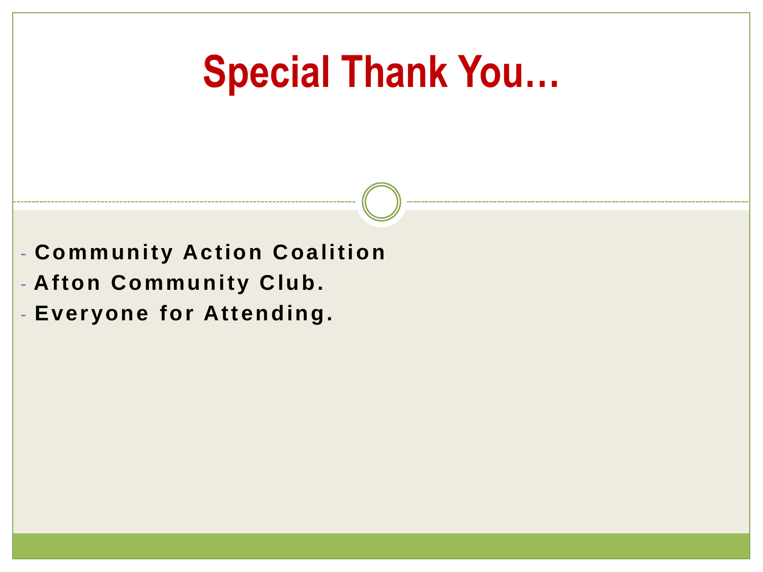# Special Thank You…

- **Community Action Coalition**
- **Afton Community Club.**
- **Everyone for Attending.**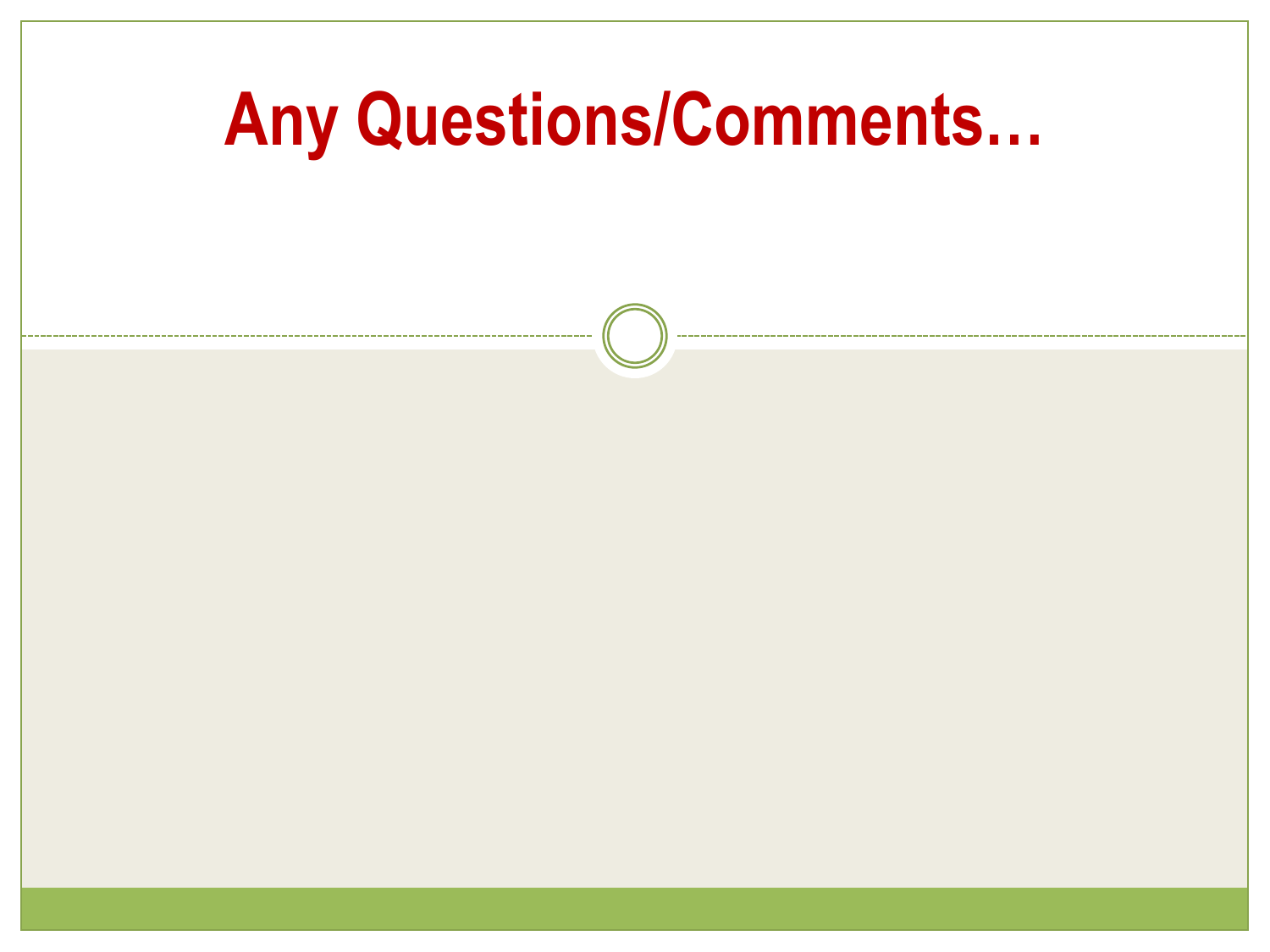# Any Questions/Comments…